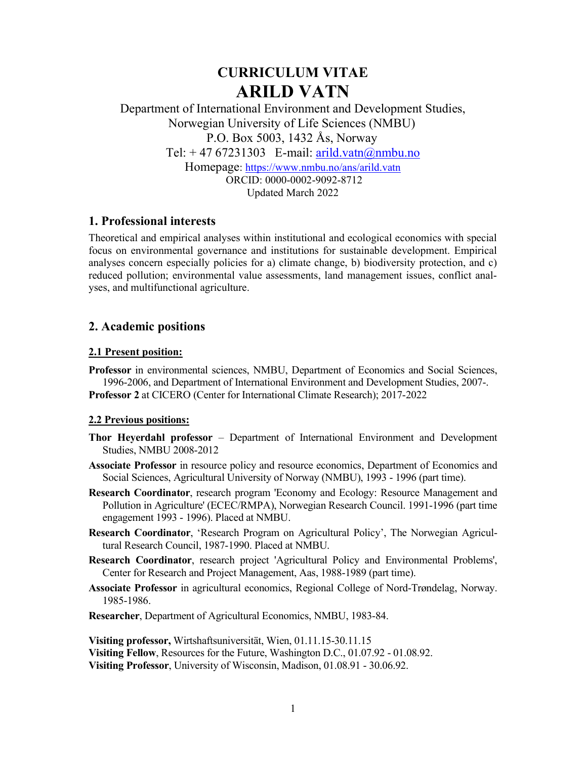# CURRICULUM VITAE
# ARILD VATN

Department of International Environment and Development Studies,
Norwegian University of Life Sciences (NMBU)
P.O. Box 5003, 1432 Ås, Norway
Tel: + 47 67231303 E-mail: arild.vatn@nmbu.no
Homepage: https://www.nmbu.no/ans/arild.vatn
ORCID: 0000-0002-9092-8712
Updated March 2022

## 1. Professional interests

Theoretical and empirical analyses within institutional and ecological economics with special focus on environmental governance and institutions for sustainable development. Empirical analyses concern especially policies for a) climate change, b) biodiversity protection, and c) reduced pollution; environmental value assessments, land management issues, conflict analyses, and multifunctional agriculture.

## 2. Academic positions

### 2.1 Present position:

**Professor** in environmental sciences, NMBU, Department of Economics and Social Sciences, 1996-2006, and Department of International Environment and Development Studies, 2007-.

**Professor 2** at CICERO (Center for International Climate Research); 2017-2022

### 2.2 Previous positions:

**Thor Heyerdahl professor** – Department of International Environment and Development Studies, NMBU 2008-2012

**Associate Professor** in resource policy and resource economics, Department of Economics and Social Sciences, Agricultural University of Norway (NMBU), 1993 - 1996 (part time).

**Research Coordinator**, research program 'Economy and Ecology: Resource Management and Pollution in Agriculture' (ECEC/RMPA), Norwegian Research Council. 1991-1996 (part time engagement 1993 - 1996). Placed at NMBU.

**Research Coordinator**, 'Research Program on Agricultural Policy', The Norwegian Agricultural Research Council, 1987-1990. Placed at NMBU.

**Research Coordinator**, research project 'Agricultural Policy and Environmental Problems', Center for Research and Project Management, Aas, 1988-1989 (part time).

**Associate Professor** in agricultural economics, Regional College of Nord-Trøndelag, Norway. 1985-1986.

**Researcher**, Department of Agricultural Economics, NMBU, 1983-84.

**Visiting professor,** Wirtshaftsuniversität, Wien, 01.11.15-30.11.15

**Visiting Fellow**, Resources for the Future, Washington D.C., 01.07.92 - 01.08.92.

**Visiting Professor**, University of Wisconsin, Madison, 01.08.91 - 30.06.92.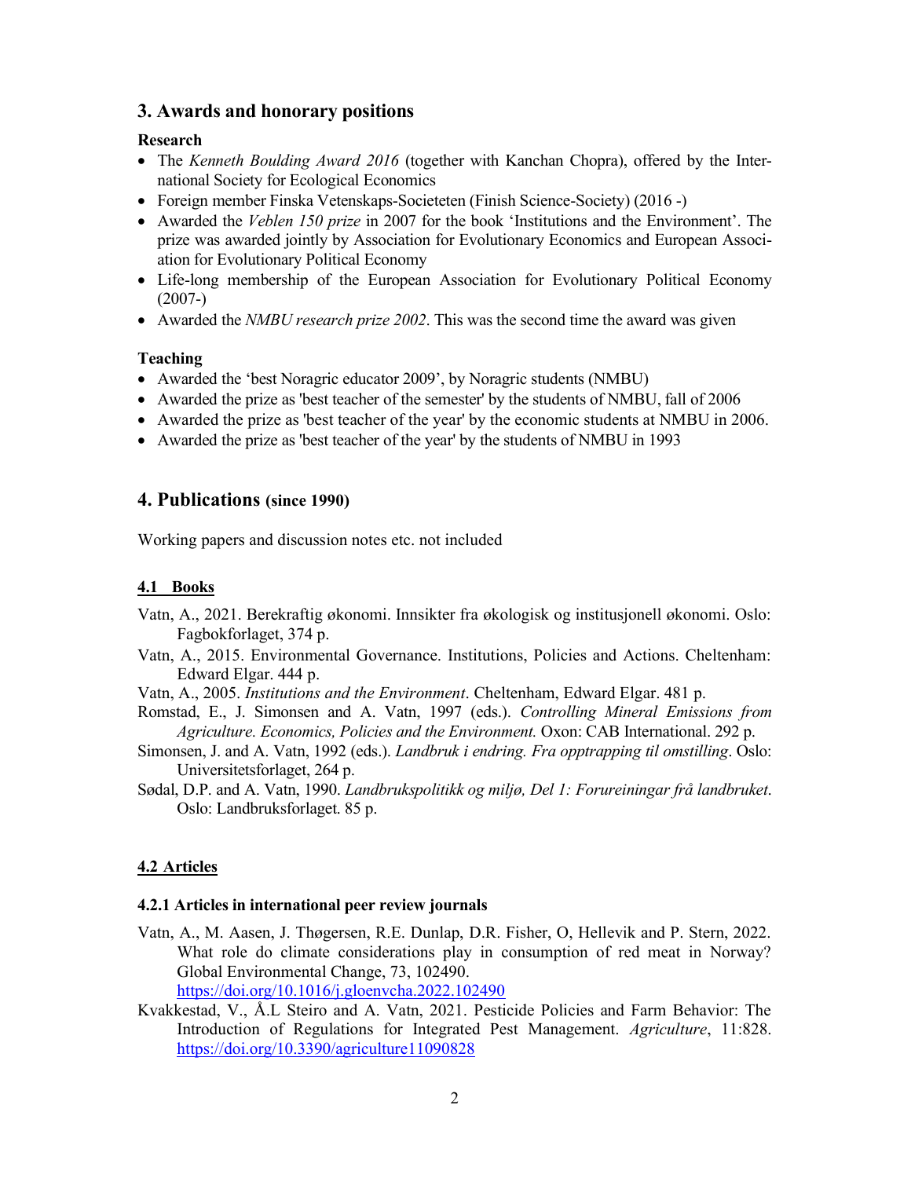## 3. Awards and honorary positions

**Research**

- The *Kenneth Boulding Award 2016* (together with Kanchan Chopra), offered by the International Society for Ecological Economics
- Foreign member Finska Vetenskaps-Societeten (Finish Science-Society) (2016 -)
- Awarded the *Veblen 150 prize* in 2007 for the book 'Institutions and the Environment'. The prize was awarded jointly by Association for Evolutionary Economics and European Association for Evolutionary Political Economy
- Life-long membership of the European Association for Evolutionary Political Economy (2007-)
- Awarded the *NMBU research prize 2002*. This was the second time the award was given

**Teaching**

- Awarded the 'best Noragric educator 2009', by Noragric students (NMBU)
- Awarded the prize as 'best teacher of the semester' by the students of NMBU, fall of 2006
- Awarded the prize as 'best teacher of the year' by the economic students at NMBU in 2006.
- Awarded the prize as 'best teacher of the year' by the students of NMBU in 1993

## 4. Publications (since 1990)

Working papers and discussion notes etc. not included

### 4.1 Books

Vatn, A., 2021. Berekraftig økonomi. Innsikter fra økologisk og institusjonell økonomi. Oslo: Fagbokforlaget, 374 p.

Vatn, A., 2015. Environmental Governance. Institutions, Policies and Actions. Cheltenham: Edward Elgar. 444 p.

Vatn, A., 2005. *Institutions and the Environment*. Cheltenham, Edward Elgar. 481 p.

Romstad, E., J. Simonsen and A. Vatn, 1997 (eds.). *Controlling Mineral Emissions from Agriculture. Economics, Policies and the Environment.* Oxon: CAB International. 292 p.

Simonsen, J. and A. Vatn, 1992 (eds.). *Landbruk i endring. Fra opptrapping til omstilling*. Oslo: Universitetsforlaget, 264 p.

Sødal, D.P. and A. Vatn, 1990. *Landbrukspolitikk og miljø, Del 1: Forureiningar frå landbruket*. Oslo: Landbruksforlaget. 85 p.

### 4.2 Articles

#### 4.2.1 Articles in international peer review journals

Vatn, A., M. Aasen, J. Thøgersen, R.E. Dunlap, D.R. Fisher, O, Hellevik and P. Stern, 2022. What role do climate considerations play in consumption of red meat in Norway? Global Environmental Change, 73, 102490. https://doi.org/10.1016/j.gloenvcha.2022.102490

Kvakkestad, V., Å.L Steiro and A. Vatn, 2021. Pesticide Policies and Farm Behavior: The Introduction of Regulations for Integrated Pest Management. *Agriculture*, 11:828. https://doi.org/10.3390/agriculture11090828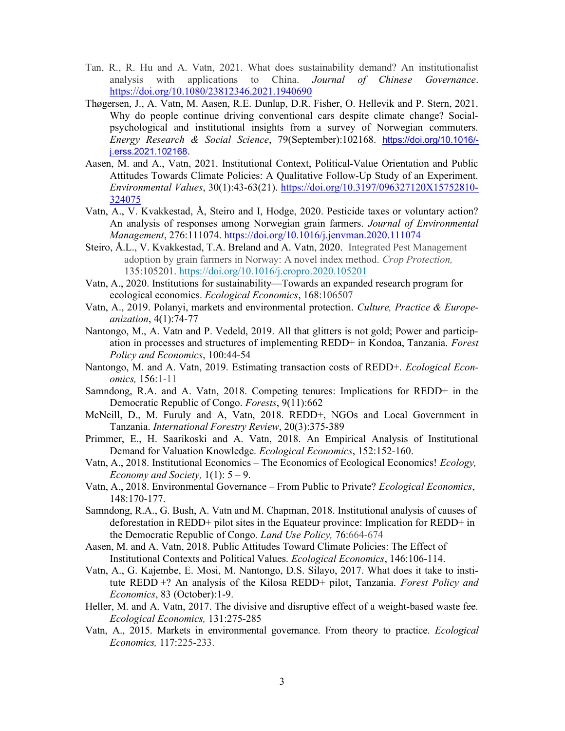Tan, R., R. Hu and A. Vatn, 2021. What does sustainability demand? An institutionalist analysis with applications to China. *Journal of Chinese Governance*. https://doi.org/10.1080/23812346.2021.1940690

Thøgersen, J., A. Vatn, M. Aasen, R.E. Dunlap, D.R. Fisher, O. Hellevik and P. Stern, 2021. Why do people continue driving conventional cars despite climate change? Social-psychological and institutional insights from a survey of Norwegian commuters. *Energy Research & Social Science*, 79(September):102168. https://doi.org/10.1016/-j.erss.2021.102168.

Aasen, M. and A., Vatn, 2021. Institutional Context, Political-Value Orientation and Public Attitudes Towards Climate Policies: A Qualitative Follow-Up Study of an Experiment. *Environmental Values*, 30(1):43-63(21). https://doi.org/10.3197/096327120X15752810-324075

Vatn, A., V. Kvakkestad, Å, Steiro and I, Hodge, 2020. Pesticide taxes or voluntary action? An analysis of responses among Norwegian grain farmers. *Journal of Environmental Management*, 276:111074. https://doi.org/10.1016/j.jenvman.2020.111074

Steiro, Å.L., V. Kvakkestad, T.A. Breland and A. Vatn, 2020. Integrated Pest Management adoption by grain farmers in Norway: A novel index method. *Crop Protection,* 135:105201. https://doi.org/10.1016/j.cropro.2020.105201

Vatn, A., 2020. Institutions for sustainability—Towards an expanded research program for ecological economics. *Ecological Economics*, 168:106507

Vatn, A., 2019. Polanyi, markets and environmental protection. *Culture, Practice & Europe-anization*, 4(1):74-77

Nantongo, M., A. Vatn and P. Vedeld, 2019. All that glitters is not gold; Power and particip-ation in processes and structures of implementing REDD+ in Kondoa, Tanzania. *Forest Policy and Economics*, 100:44-54

Nantongo, M. and A. Vatn, 2019. Estimating transaction costs of REDD+. *Ecological Econ-omics,* 156:1-11

Samndong, R.A. and A. Vatn, 2018. Competing tenures: Implications for REDD+ in the Democratic Republic of Congo. *Forests*, 9(11):662

McNeill, D., M. Furuly and A, Vatn, 2018. REDD+, NGOs and Local Government in Tanzania. *International Forestry Review*, 20(3):375-389

Primmer, E., H. Saarikoski and A. Vatn, 2018. An Empirical Analysis of Institutional Demand for Valuation Knowledge. *Ecological Economics*, 152:152-160.

Vatn, A., 2018. Institutional Economics – The Economics of Ecological Economics! *Ecology, Economy and Society,* 1(1): 5 – 9.

Vatn, A., 2018. Environmental Governance – From Public to Private? *Ecological Economics*, 148:170-177.

Samndong, R.A., G. Bush, A. Vatn and M. Chapman, 2018. Institutional analysis of causes of deforestation in REDD+ pilot sites in the Equateur province: Implication for REDD+ in the Democratic Republic of Congo. *Land Use Policy,* 76:664-674

Aasen, M. and A. Vatn, 2018. Public Attitudes Toward Climate Policies: The Effect of Institutional Contexts and Political Values. *Ecological Economics*, 146:106-114.

Vatn, A., G. Kajembe, E. Mosi, M. Nantongo, D.S. Silayo, 2017. What does it take to insti-tute REDD +? An analysis of the Kilosa REDD+ pilot, Tanzania. *Forest Policy and Economics*, 83 (October):1-9.

Heller, M. and A. Vatn, 2017. The divisive and disruptive effect of a weight-based waste fee. *Ecological Economics,* 131:275-285

Vatn, A., 2015. Markets in environmental governance. From theory to practice. *Ecological Economics,* 117:225-233.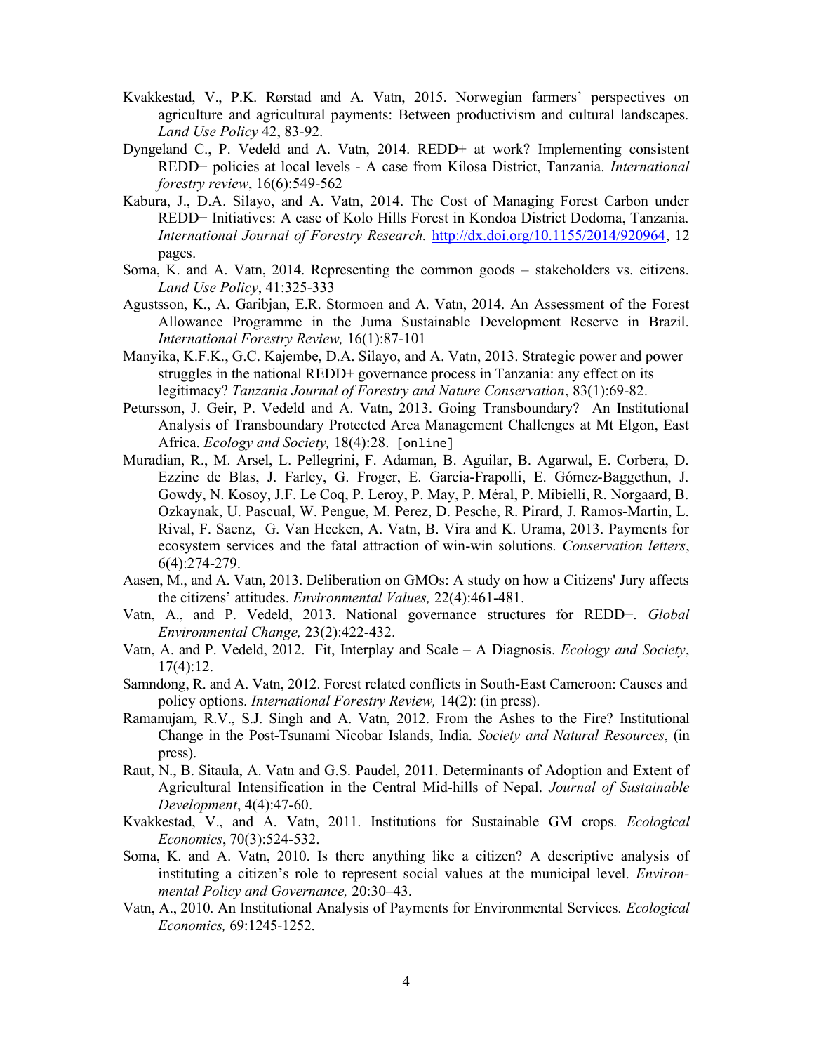Kvakkestad, V., P.K. Rørstad and A. Vatn, 2015. Norwegian farmers' perspectives on agriculture and agricultural payments: Between productivism and cultural landscapes. *Land Use Policy* 42, 83-92.

Dyngeland C., P. Vedeld and A. Vatn, 2014. REDD+ at work? Implementing consistent REDD+ policies at local levels - A case from Kilosa District, Tanzania. *International forestry review*, 16(6):549-562

Kabura, J., D.A. Silayo, and A. Vatn, 2014. The Cost of Managing Forest Carbon under REDD+ Initiatives: A case of Kolo Hills Forest in Kondoa District Dodoma, Tanzania. *International Journal of Forestry Research.* http://dx.doi.org/10.1155/2014/920964, 12 pages.

Soma, K. and A. Vatn, 2014. Representing the common goods – stakeholders vs. citizens. *Land Use Policy*, 41:325-333

Agustsson, K., A. Garibjan, E.R. Stormoen and A. Vatn, 2014. An Assessment of the Forest Allowance Programme in the Juma Sustainable Development Reserve in Brazil. *International Forestry Review,* 16(1):87-101

Manyika, K.F.K., G.C. Kajembe, D.A. Silayo, and A. Vatn, 2013. Strategic power and power struggles in the national REDD+ governance process in Tanzania: any effect on its legitimacy? *Tanzania Journal of Forestry and Nature Conservation*, 83(1):69-82.

Petursson, J. Geir, P. Vedeld and A. Vatn, 2013. Going Transboundary? An Institutional Analysis of Transboundary Protected Area Management Challenges at Mt Elgon, East Africa. *Ecology and Society,* 18(4):28. [online]

Muradian, R., M. Arsel, L. Pellegrini, F. Adaman, B. Aguilar, B. Agarwal, E. Corbera, D. Ezzine de Blas, J. Farley, G. Froger, E. Garcia-Frapolli, E. Gómez-Baggethun, J. Gowdy, N. Kosoy, J.F. Le Coq, P. Leroy, P. May, P. Méral, P. Mibielli, R. Norgaard, B. Ozkaynak, U. Pascual, W. Pengue, M. Perez, D. Pesche, R. Pirard, J. Ramos-Martin, L. Rival, F. Saenz, G. Van Hecken, A. Vatn, B. Vira and K. Urama, 2013. Payments for ecosystem services and the fatal attraction of win-win solutions. *Conservation letters*, 6(4):274-279.

Aasen, M., and A. Vatn, 2013. Deliberation on GMOs: A study on how a Citizens' Jury affects the citizens' attitudes. *Environmental Values,* 22(4):461-481.

Vatn, A., and P. Vedeld, 2013. National governance structures for REDD+. *Global Environmental Change,* 23(2):422-432.

Vatn, A. and P. Vedeld, 2012. Fit, Interplay and Scale – A Diagnosis. *Ecology and Society*, 17(4):12.

Samndong, R. and A. Vatn, 2012. Forest related conflicts in South-East Cameroon: Causes and policy options. *International Forestry Review,* 14(2): (in press).

Ramanujam, R.V., S.J. Singh and A. Vatn, 2012. From the Ashes to the Fire? Institutional Change in the Post-Tsunami Nicobar Islands, India. *Society and Natural Resources*, (in press).

Raut, N., B. Sitaula, A. Vatn and G.S. Paudel, 2011. Determinants of Adoption and Extent of Agricultural Intensification in the Central Mid-hills of Nepal. *Journal of Sustainable Development*, 4(4):47-60.

Kvakkestad, V., and A. Vatn, 2011. Institutions for Sustainable GM crops. *Ecological Economics*, 70(3):524-532.

Soma, K. and A. Vatn, 2010. Is there anything like a citizen? A descriptive analysis of instituting a citizen's role to represent social values at the municipal level. *Environmental Policy and Governance,* 20:30–43.

Vatn, A., 2010. An Institutional Analysis of Payments for Environmental Services. *Ecological Economics,* 69:1245-1252.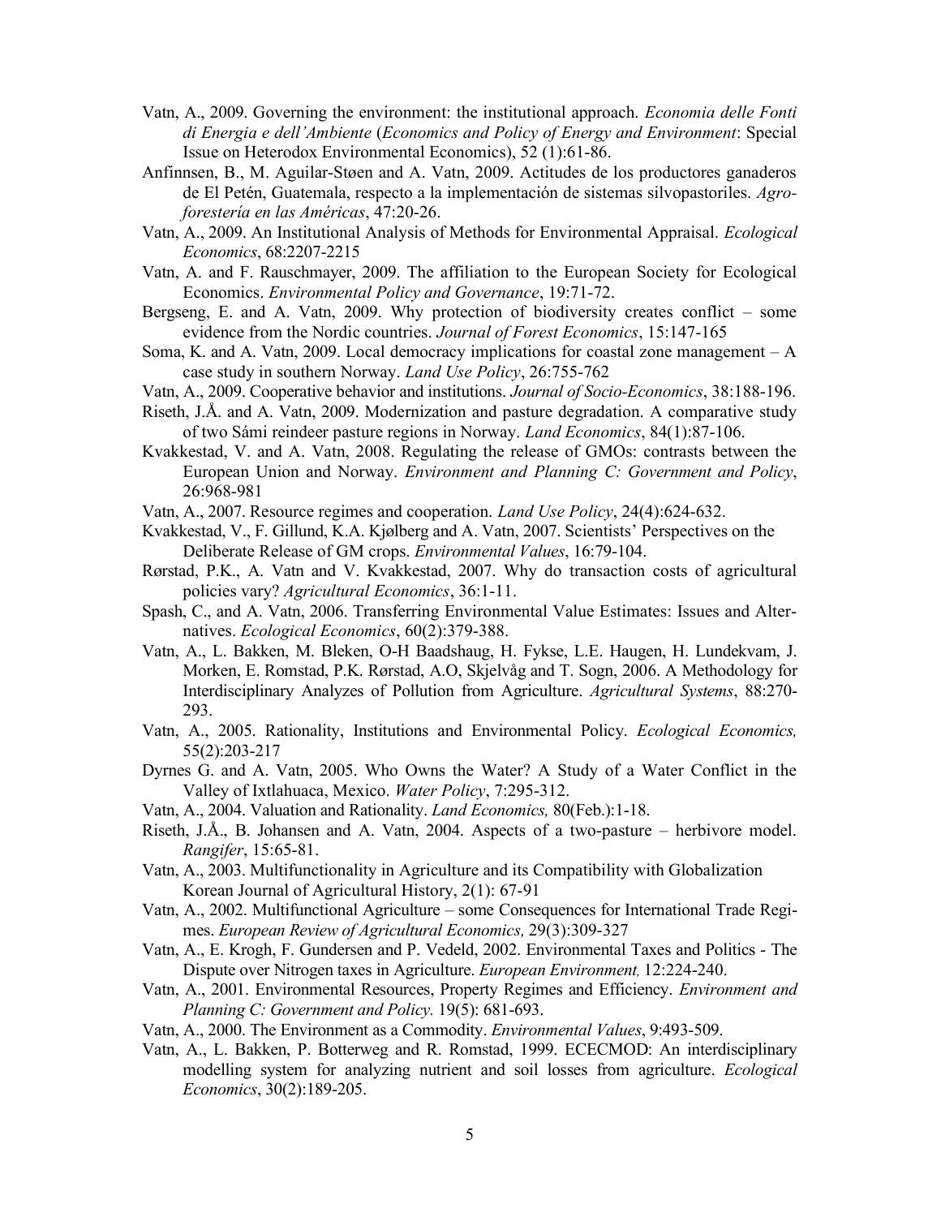Vatn, A., 2009. Governing the environment: the institutional approach. *Economia delle Fonti di Energia e dell'Ambiente* (*Economics and Policy of Energy and Environment*: Special Issue on Heterodox Environmental Economics), 52 (1):61-86.

Anfinnsen, B., M. Aguilar-Støen and A. Vatn, 2009. Actitudes de los productores ganaderos de El Petén, Guatemala, respecto a la implementación de sistemas silvopastoriles. *Agroforestería en las Américas*, 47:20-26.

Vatn, A., 2009. An Institutional Analysis of Methods for Environmental Appraisal. *Ecological Economics*, 68:2207-2215

Vatn, A. and F. Rauschmayer, 2009. The affiliation to the European Society for Ecological Economics. *Environmental Policy and Governance*, 19:71-72.

Bergseng, E. and A. Vatn, 2009. Why protection of biodiversity creates conflict – some evidence from the Nordic countries. *Journal of Forest Economics*, 15:147-165

Soma, K. and A. Vatn, 2009. Local democracy implications for coastal zone management – A case study in southern Norway. *Land Use Policy*, 26:755-762

Vatn, A., 2009. Cooperative behavior and institutions. *Journal of Socio-Economics*, 38:188-196.

Riseth, J.Å. and A. Vatn, 2009. Modernization and pasture degradation. A comparative study of two Sámi reindeer pasture regions in Norway. *Land Economics*, 84(1):87-106.

Kvakkestad, V. and A. Vatn, 2008. Regulating the release of GMOs: contrasts between the European Union and Norway. *Environment and Planning C: Government and Policy*, 26:968-981

Vatn, A., 2007. Resource regimes and cooperation. *Land Use Policy*, 24(4):624-632.

Kvakkestad, V., F. Gillund, K.A. Kjølberg and A. Vatn, 2007. Scientists' Perspectives on the Deliberate Release of GM crops. *Environmental Values*, 16:79-104.

Rørstad, P.K., A. Vatn and V. Kvakkestad, 2007. Why do transaction costs of agricultural policies vary? *Agricultural Economics*, 36:1-11.

Spash, C., and A. Vatn, 2006. Transferring Environmental Value Estimates: Issues and Alternatives. *Ecological Economics*, 60(2):379-388.

Vatn, A., L. Bakken, M. Bleken, O-H Baadshaug, H. Fykse, L.E. Haugen, H. Lundekvam, J. Morken, E. Romstad, P.K. Rørstad, A.O, Skjelvåg and T. Sogn, 2006. A Methodology for Interdisciplinary Analyzes of Pollution from Agriculture. *Agricultural Systems*, 88:270-293.

Vatn, A., 2005. Rationality, Institutions and Environmental Policy. *Ecological Economics,* 55(2):203-217

Dyrnes G. and A. Vatn, 2005. Who Owns the Water? A Study of a Water Conflict in the Valley of Ixtlahuaca, Mexico. *Water Policy*, 7:295-312.

Vatn, A., 2004. Valuation and Rationality. *Land Economics,* 80(Feb.):1-18.

Riseth, J.Å., B. Johansen and A. Vatn, 2004. Aspects of a two-pasture – herbivore model. *Rangifer*, 15:65-81.

Vatn, A., 2003. Multifunctionality in Agriculture and its Compatibility with Globalization Korean Journal of Agricultural History, 2(1): 67-91

Vatn, A., 2002. Multifunctional Agriculture – some Consequences for International Trade Regimes. *European Review of Agricultural Economics,* 29(3):309-327

Vatn, A., E. Krogh, F. Gundersen and P. Vedeld, 2002. Environmental Taxes and Politics - The Dispute over Nitrogen taxes in Agriculture. *European Environment,* 12:224-240.

Vatn, A., 2001. Environmental Resources, Property Regimes and Efficiency. *Environment and Planning C: Government and Policy.* 19(5): 681-693.

Vatn, A., 2000. The Environment as a Commodity. *Environmental Values*, 9:493-509.

Vatn, A., L. Bakken, P. Botterweg and R. Romstad, 1999. ECECMOD: An interdisciplinary modelling system for analyzing nutrient and soil losses from agriculture. *Ecological Economics*, 30(2):189-205.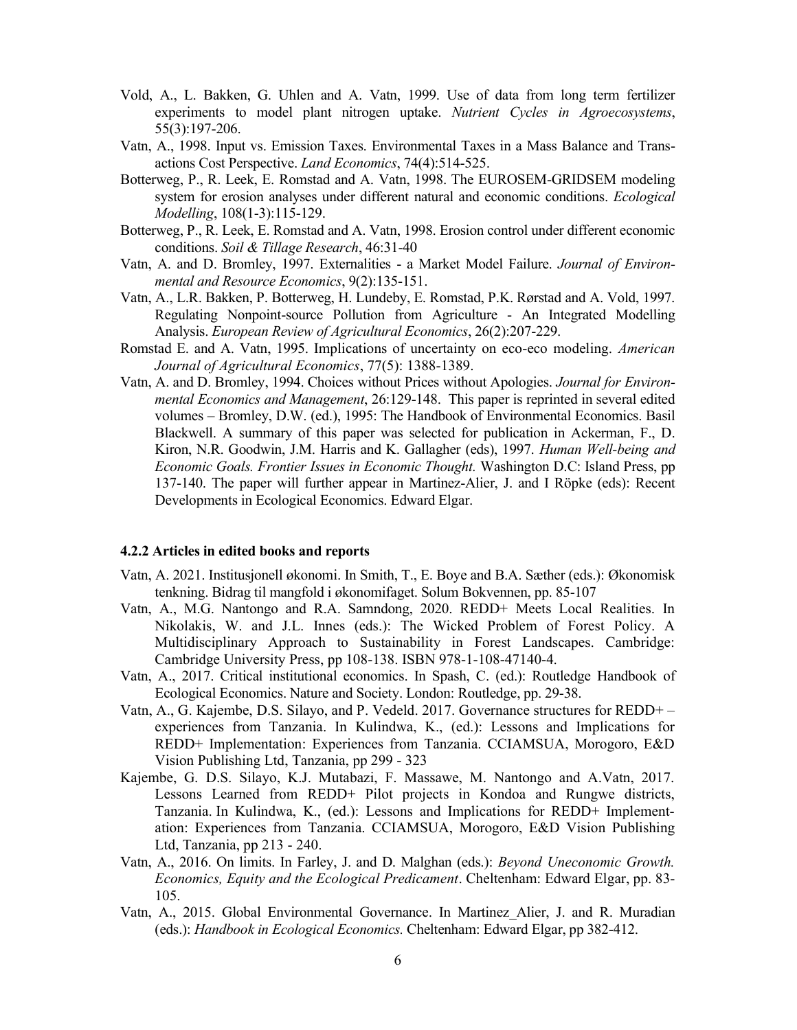Vold, A., L. Bakken, G. Uhlen and A. Vatn, 1999. Use of data from long term fertilizer experiments to model plant nitrogen uptake. *Nutrient Cycles in Agroecosystems*, 55(3):197-206.

Vatn, A., 1998. Input vs. Emission Taxes. Environmental Taxes in a Mass Balance and Transactions Cost Perspective. *Land Economics*, 74(4):514-525.

Botterweg, P., R. Leek, E. Romstad and A. Vatn, 1998. The EUROSEM-GRIDSEM modeling system for erosion analyses under different natural and economic conditions. *Ecological Modelling*, 108(1-3):115-129.

Botterweg, P., R. Leek, E. Romstad and A. Vatn, 1998. Erosion control under different economic conditions. *Soil & Tillage Research*, 46:31-40

Vatn, A. and D. Bromley, 1997. Externalities - a Market Model Failure. *Journal of Environmental and Resource Economics*, 9(2):135-151.

Vatn, A., L.R. Bakken, P. Botterweg, H. Lundeby, E. Romstad, P.K. Rørstad and A. Vold, 1997. Regulating Nonpoint-source Pollution from Agriculture - An Integrated Modelling Analysis. *European Review of Agricultural Economics*, 26(2):207-229.

Romstad E. and A. Vatn, 1995. Implications of uncertainty on eco-eco modeling. *American Journal of Agricultural Economics*, 77(5): 1388-1389.

Vatn, A. and D. Bromley, 1994. Choices without Prices without Apologies. *Journal for Environmental Economics and Management*, 26:129-148. This paper is reprinted in several edited volumes – Bromley, D.W. (ed.), 1995: The Handbook of Environmental Economics. Basil Blackwell. A summary of this paper was selected for publication in Ackerman, F., D. Kiron, N.R. Goodwin, J.M. Harris and K. Gallagher (eds), 1997. *Human Well-being and Economic Goals. Frontier Issues in Economic Thought.* Washington D.C: Island Press, pp 137-140. The paper will further appear in Martinez-Alier, J. and I Röpke (eds): Recent Developments in Ecological Economics. Edward Elgar.

#### 4.2.2 Articles in edited books and reports

Vatn, A. 2021. Institusjonell økonomi. In Smith, T., E. Boye and B.A. Sæther (eds.): Økonomisk tenkning. Bidrag til mangfold i økonomifaget. Solum Bokvennen, pp. 85-107

Vatn, A., M.G. Nantongo and R.A. Samndong, 2020. REDD+ Meets Local Realities. In Nikolakis, W. and J.L. Innes (eds.): The Wicked Problem of Forest Policy. A Multidisciplinary Approach to Sustainability in Forest Landscapes. Cambridge: Cambridge University Press, pp 108-138. ISBN 978-1-108-47140-4.

Vatn, A., 2017. Critical institutional economics. In Spash, C. (ed.): Routledge Handbook of Ecological Economics. Nature and Society. London: Routledge, pp. 29-38.

Vatn, A., G. Kajembe, D.S. Silayo, and P. Vedeld. 2017. Governance structures for REDD+ – experiences from Tanzania. In Kulindwa, K., (ed.): Lessons and Implications for REDD+ Implementation: Experiences from Tanzania. CCIAMSUA, Morogoro, E&D Vision Publishing Ltd, Tanzania, pp 299 - 323

Kajembe, G. D.S. Silayo, K.J. Mutabazi, F. Massawe, M. Nantongo and A.Vatn, 2017. Lessons Learned from REDD+ Pilot projects in Kondoa and Rungwe districts, Tanzania. In Kulindwa, K., (ed.): Lessons and Implications for REDD+ Implementation: Experiences from Tanzania. CCIAMSUA, Morogoro, E&D Vision Publishing Ltd, Tanzania, pp 213 - 240.

Vatn, A., 2016. On limits. In Farley, J. and D. Malghan (eds.): *Beyond Uneconomic Growth. Economics, Equity and the Ecological Predicament*. Cheltenham: Edward Elgar, pp. 83-105.

Vatn, A., 2015. Global Environmental Governance. In Martinez_Alier, J. and R. Muradian (eds.): *Handbook in Ecological Economics.* Cheltenham: Edward Elgar, pp 382-412.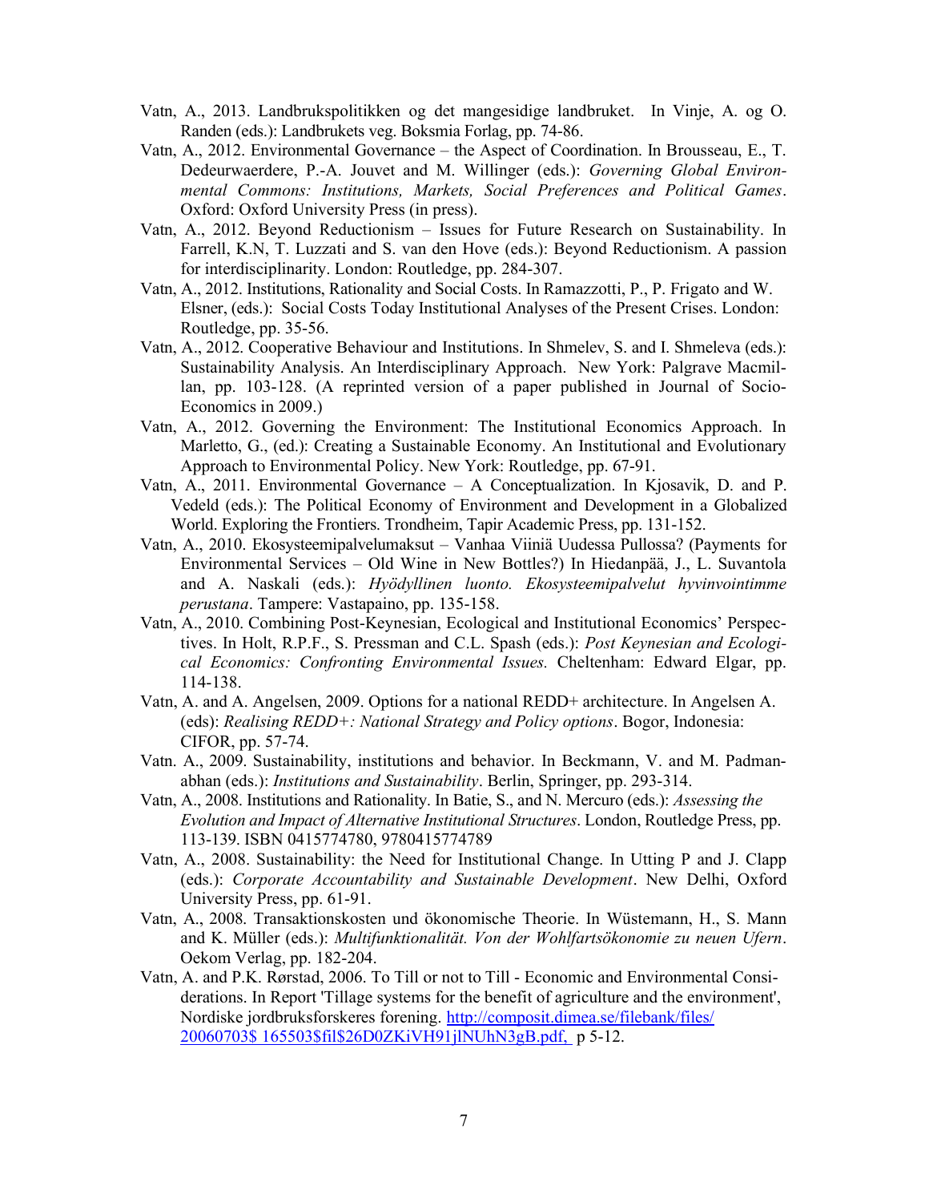Vatn, A., 2013. Landbrukspolitikken og det mangesidige landbruket. In Vinje, A. og O. Randen (eds.): Landbrukets veg. Boksmia Forlag, pp. 74-86.

Vatn, A., 2012. Environmental Governance – the Aspect of Coordination. In Brousseau, E., T. Dedeurwaerdere, P.-A. Jouvet and M. Willinger (eds.): *Governing Global Environmental Commons: Institutions, Markets, Social Preferences and Political Games*. Oxford: Oxford University Press (in press).

Vatn, A., 2012. Beyond Reductionism – Issues for Future Research on Sustainability. In Farrell, K.N, T. Luzzati and S. van den Hove (eds.): Beyond Reductionism. A passion for interdisciplinarity. London: Routledge, pp. 284-307.

Vatn, A., 2012. Institutions, Rationality and Social Costs. In Ramazzotti, P., P. Frigato and W. Elsner, (eds.): Social Costs Today Institutional Analyses of the Present Crises. London: Routledge, pp. 35-56.

Vatn, A., 2012. Cooperative Behaviour and Institutions. In Shmelev, S. and I. Shmeleva (eds.): Sustainability Analysis. An Interdisciplinary Approach. New York: Palgrave Macmillan, pp. 103-128. (A reprinted version of a paper published in Journal of Socio-Economics in 2009.)

Vatn, A., 2012. Governing the Environment: The Institutional Economics Approach. In Marletto, G., (ed.): Creating a Sustainable Economy. An Institutional and Evolutionary Approach to Environmental Policy. New York: Routledge, pp. 67-91.

Vatn, A., 2011. Environmental Governance – A Conceptualization. In Kjosavik, D. and P. Vedeld (eds.): The Political Economy of Environment and Development in a Globalized World. Exploring the Frontiers. Trondheim, Tapir Academic Press, pp. 131-152.

Vatn, A., 2010. Ekosysteemipalvelumaksut – Vanhaa Viiniä Uudessa Pullossa? (Payments for Environmental Services – Old Wine in New Bottles?) In Hiedanpää, J., L. Suvantola and A. Naskali (eds.): *Hyödyllinen luonto. Ekosysteemipalvelut hyvinvointimme perustana*. Tampere: Vastapaino, pp. 135-158.

Vatn, A., 2010. Combining Post-Keynesian, Ecological and Institutional Economics' Perspectives. In Holt, R.P.F., S. Pressman and C.L. Spash (eds.): *Post Keynesian and Ecological Economics: Confronting Environmental Issues.* Cheltenham: Edward Elgar, pp. 114-138.

Vatn, A. and A. Angelsen, 2009. Options for a national REDD+ architecture. In Angelsen A. (eds): *Realising REDD+: National Strategy and Policy options*. Bogor, Indonesia: CIFOR, pp. 57-74.

Vatn. A., 2009. Sustainability, institutions and behavior. In Beckmann, V. and M. Padmanabhan (eds.): *Institutions and Sustainability*. Berlin, Springer, pp. 293-314.

Vatn, A., 2008. Institutions and Rationality. In Batie, S., and N. Mercuro (eds.): *Assessing the Evolution and Impact of Alternative Institutional Structures*. London, Routledge Press, pp. 113-139. ISBN 0415774780, 9780415774789

Vatn, A., 2008. Sustainability: the Need for Institutional Change. In Utting P and J. Clapp (eds.): *Corporate Accountability and Sustainable Development*. New Delhi, Oxford University Press, pp. 61-91.

Vatn, A., 2008. Transaktionskosten und ökonomische Theorie. In Wüstemann, H., S. Mann and K. Müller (eds.): *Multifunktionalität. Von der Wohlfartsökonomie zu neuen Ufern*. Oekom Verlag, pp. 182-204.

Vatn, A. and P.K. Rørstad, 2006. To Till or not to Till - Economic and Environmental Considerations. In Report 'Tillage systems for the benefit of agriculture and the environment', Nordiske jordbruksforskeres forening. http://composit.dimea.se/filebank/files/20060703$ 165503$fil$26D0ZKiVH91jlNUhN3gB.pdf, p 5-12.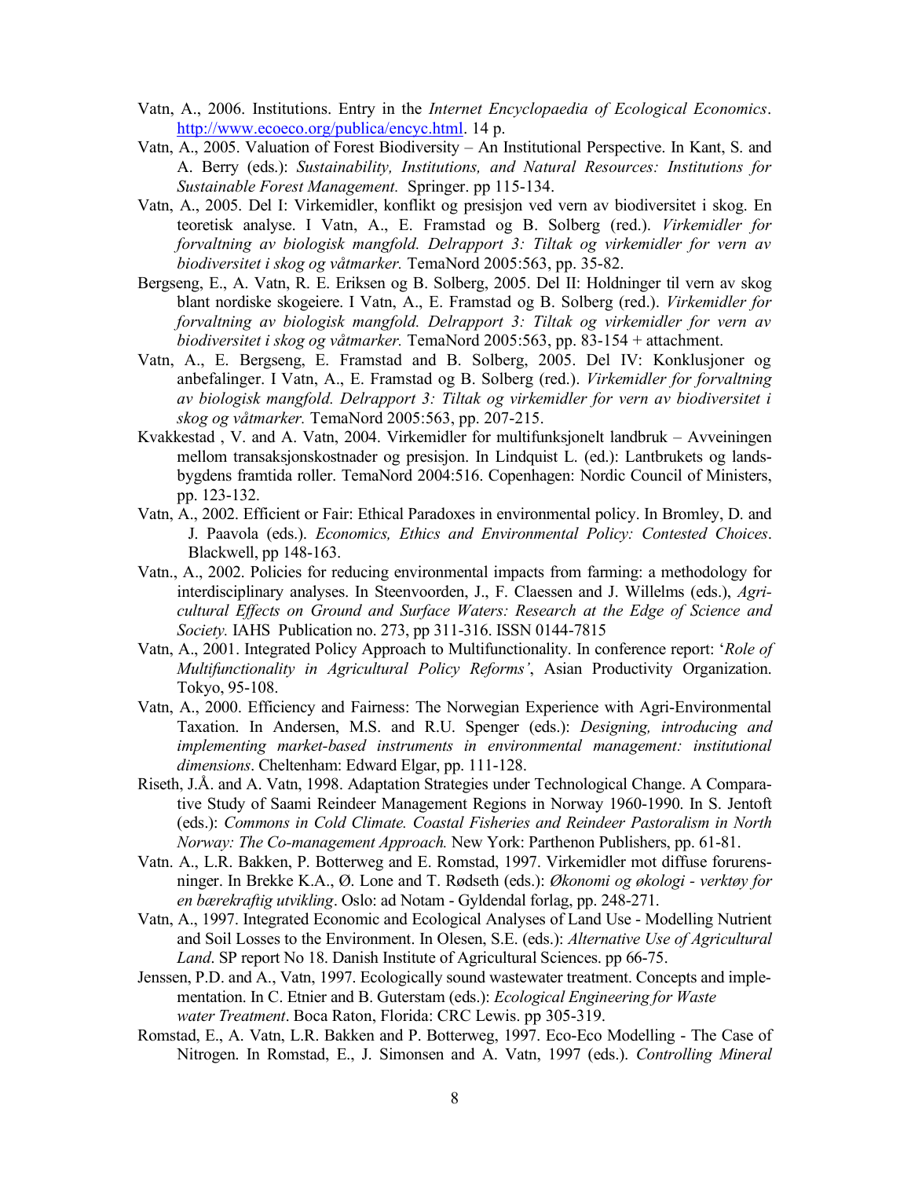Vatn, A., 2006. Institutions. Entry in the *Internet Encyclopaedia of Ecological Economics*. http://www.ecoeco.org/publica/encyc.html. 14 p.

Vatn, A., 2005. Valuation of Forest Biodiversity – An Institutional Perspective. In Kant, S. and A. Berry (eds.): *Sustainability, Institutions, and Natural Resources: Institutions for Sustainable Forest Management.* Springer. pp 115-134.

Vatn, A., 2005. Del I: Virkemidler, konflikt og presisjon ved vern av biodiversitet i skog. En teoretisk analyse. I Vatn, A., E. Framstad og B. Solberg (red.). *Virkemidler for forvaltning av biologisk mangfold. Delrapport 3: Tiltak og virkemidler for vern av biodiversitet i skog og våtmarker.* TemaNord 2005:563, pp. 35-82.

Bergseng, E., A. Vatn, R. E. Eriksen og B. Solberg, 2005. Del II: Holdninger til vern av skog blant nordiske skogeiere. I Vatn, A., E. Framstad og B. Solberg (red.). *Virkemidler for forvaltning av biologisk mangfold. Delrapport 3: Tiltak og virkemidler for vern av biodiversitet i skog og våtmarker.* TemaNord 2005:563, pp. 83-154 + attachment.

Vatn, A., E. Bergseng, E. Framstad and B. Solberg, 2005. Del IV: Konklusjoner og anbefalinger. I Vatn, A., E. Framstad og B. Solberg (red.). *Virkemidler for forvaltning av biologisk mangfold. Delrapport 3: Tiltak og virkemidler for vern av biodiversitet i skog og våtmarker.* TemaNord 2005:563, pp. 207-215.

Kvakkestad , V. and A. Vatn, 2004. Virkemidler for multifunksjonelt landbruk – Avveiningen mellom transaksjonskostnader og presisjon. In Lindquist L. (ed.): Lantbrukets og landsbygdens framtida roller. TemaNord 2004:516. Copenhagen: Nordic Council of Ministers, pp. 123-132.

Vatn, A., 2002. Efficient or Fair: Ethical Paradoxes in environmental policy. In Bromley, D. and J. Paavola (eds.). *Economics, Ethics and Environmental Policy: Contested Choices*. Blackwell, pp 148-163.

Vatn., A., 2002. Policies for reducing environmental impacts from farming: a methodology for interdisciplinary analyses. In Steenvoorden, J., F. Claessen and J. Willelms (eds.), *Agricultural Effects on Ground and Surface Waters: Research at the Edge of Science and Society.* IAHS Publication no. 273, pp 311-316. ISSN 0144-7815

Vatn, A., 2001. Integrated Policy Approach to Multifunctionality. In conference report: '*Role of Multifunctionality in Agricultural Policy Reforms'*, Asian Productivity Organization. Tokyo, 95-108.

Vatn, A., 2000. Efficiency and Fairness: The Norwegian Experience with Agri-Environmental Taxation. In Andersen, M.S. and R.U. Spenger (eds.): *Designing, introducing and implementing market-based instruments in environmental management: institutional dimensions*. Cheltenham: Edward Elgar, pp. 111-128.

Riseth, J.Å. and A. Vatn, 1998. Adaptation Strategies under Technological Change. A Comparative Study of Saami Reindeer Management Regions in Norway 1960-1990. In S. Jentoft (eds.): *Commons in Cold Climate. Coastal Fisheries and Reindeer Pastoralism in North Norway: The Co-management Approach.* New York: Parthenon Publishers, pp. 61-81.

Vatn. A., L.R. Bakken, P. Botterweg and E. Romstad, 1997. Virkemidler mot diffuse forurensninger. In Brekke K.A., Ø. Lone and T. Rødseth (eds.): *Økonomi og økologi - verktøy for en bærekraftig utvikling*. Oslo: ad Notam - Gyldendal forlag, pp. 248-271.

Vatn, A., 1997. Integrated Economic and Ecological Analyses of Land Use - Modelling Nutrient and Soil Losses to the Environment. In Olesen, S.E. (eds.): *Alternative Use of Agricultural Land*. SP report No 18. Danish Institute of Agricultural Sciences. pp 66-75.

Jenssen, P.D. and A., Vatn, 1997. Ecologically sound wastewater treatment. Concepts and implementation. In C. Etnier and B. Guterstam (eds.): *Ecological Engineering for Waste water Treatment*. Boca Raton, Florida: CRC Lewis. pp 305-319.

Romstad, E., A. Vatn, L.R. Bakken and P. Botterweg, 1997. Eco-Eco Modelling - The Case of Nitrogen. In Romstad, E., J. Simonsen and A. Vatn, 1997 (eds.). *Controlling Mineral*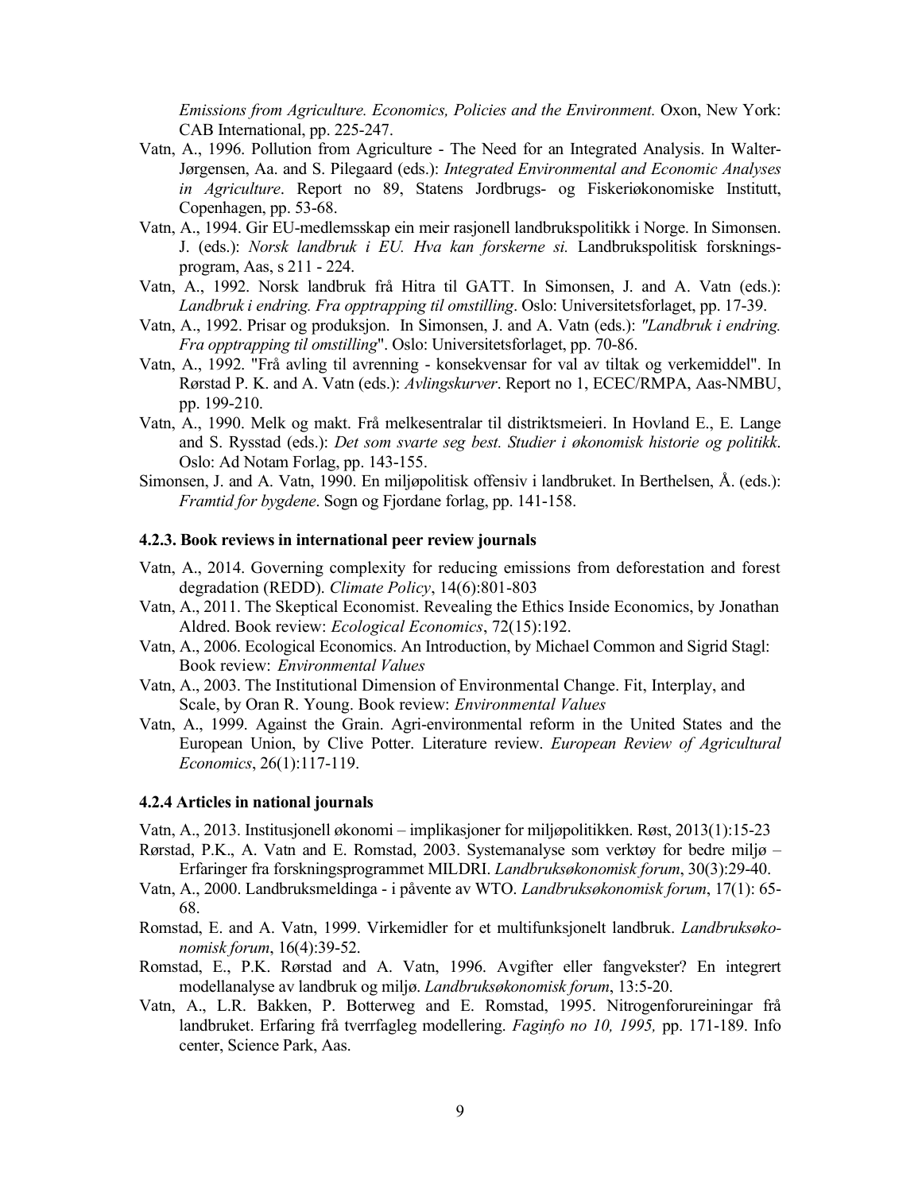*Emissions from Agriculture. Economics, Policies and the Environment.* Oxon, New York: CAB International, pp. 225-247.

- Vatn, A., 1996. Pollution from Agriculture - The Need for an Integrated Analysis. In Walter-Jørgensen, Aa. and S. Pilegaard (eds.): *Integrated Environmental and Economic Analyses in Agriculture*. Report no 89, Statens Jordbrugs- og Fiskeriøkonomiske Institutt, Copenhagen, pp. 53-68.
- Vatn, A., 1994. Gir EU-medlemsskap ein meir rasjonell landbrukspolitikk i Norge. In Simonsen. J. (eds.): *Norsk landbruk i EU. Hva kan forskerne si.* Landbrukspolitisk forsknings-program, Aas, s 211 - 224.
- Vatn, A., 1992. Norsk landbruk frå Hitra til GATT. In Simonsen, J. and A. Vatn (eds.): *Landbruk i endring. Fra opptrapping til omstilling*. Oslo: Universitetsforlaget, pp. 17-39.
- Vatn, A., 1992. Prisar og produksjon. In Simonsen, J. and A. Vatn (eds.): *"Landbruk i endring. Fra opptrapping til omstilling*". Oslo: Universitetsforlaget, pp. 70-86.
- Vatn, A., 1992. "Frå avling til avrenning - konsekvensar for val av tiltak og verkemiddel". In Rørstad P. K. and A. Vatn (eds.): *Avlingskurver*. Report no 1, ECEC/RMPA, Aas-NMBU, pp. 199-210.
- Vatn, A., 1990. Melk og makt. Frå melkesentralar til distriktsmeieri. In Hovland E., E. Lange and S. Rysstad (eds.): *Det som svarte seg best. Studier i økonomisk historie og politikk*. Oslo: Ad Notam Forlag, pp. 143-155.
- Simonsen, J. and A. Vatn, 1990. En miljøpolitisk offensiv i landbruket. In Berthelsen, Å. (eds.): *Framtid for bygdene*. Sogn og Fjordane forlag, pp. 141-158.

#### 4.2.3. Book reviews in international peer review journals

- Vatn, A., 2014. Governing complexity for reducing emissions from deforestation and forest degradation (REDD). *Climate Policy*, 14(6):801-803
- Vatn, A., 2011. The Skeptical Economist. Revealing the Ethics Inside Economics, by Jonathan Aldred. Book review: *Ecological Economics*, 72(15):192.
- Vatn, A., 2006. Ecological Economics. An Introduction, by Michael Common and Sigrid Stagl: Book review: *Environmental Values*
- Vatn, A., 2003. The Institutional Dimension of Environmental Change. Fit, Interplay, and Scale, by Oran R. Young. Book review: *Environmental Values*
- Vatn, A., 1999. Against the Grain. Agri-environmental reform in the United States and the European Union, by Clive Potter. Literature review. *European Review of Agricultural Economics*, 26(1):117-119.

#### 4.2.4 Articles in national journals

- Vatn, A., 2013. Institusjonell økonomi – implikasjoner for miljøpolitikken. Røst, 2013(1):15-23
- Rørstad, P.K., A. Vatn and E. Romstad, 2003. Systemanalyse som verktøy for bedre miljø – Erfaringer fra forskningsprogrammet MILDRI. *Landbruksøkonomisk forum*, 30(3):29-40.
- Vatn, A., 2000. Landbruksmeldinga - i påvente av WTO. *Landbruksøkonomisk forum*, 17(1): 65-68.
- Romstad, E. and A. Vatn, 1999. Virkemidler for et multifunksjonelt landbruk. *Landbruksøkonomisk forum*, 16(4):39-52.
- Romstad, E., P.K. Rørstad and A. Vatn, 1996. Avgifter eller fangvekster? En integrert modellanalyse av landbruk og miljø. *Landbruksøkonomisk forum*, 13:5-20.
- Vatn, A., L.R. Bakken, P. Botterweg and E. Romstad, 1995. Nitrogenforureiningar frå landbruket. Erfaring frå tverrfagleg modellering. *Faginfo no 10, 1995,* pp. 171-189. Info center, Science Park, Aas.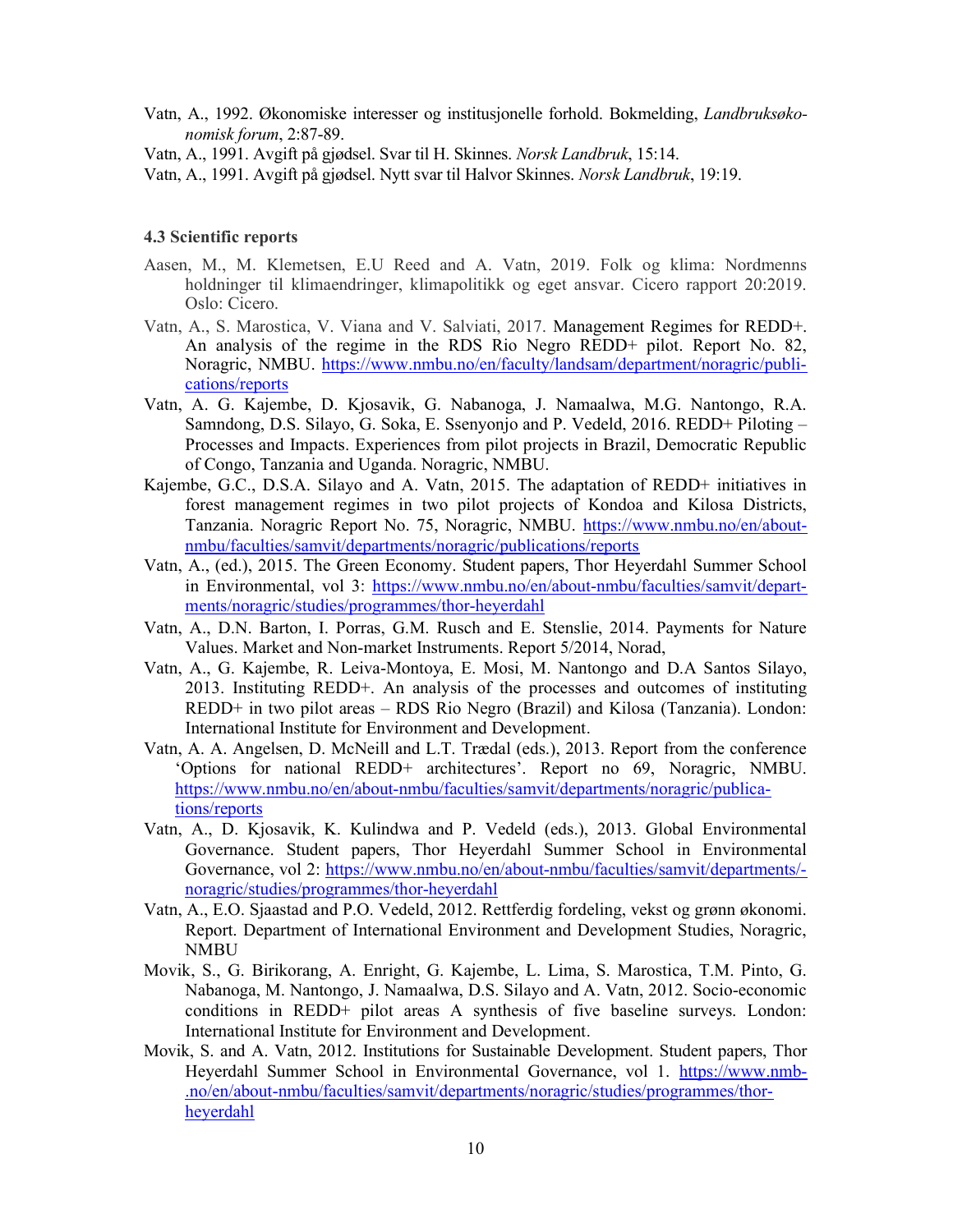Vatn, A., 1992. Økonomiske interesser og institusjonelle forhold. Bokmelding, *Landbruksøkonomisk forum*, 2:87-89.

Vatn, A., 1991. Avgift på gjødsel. Svar til H. Skinnes. *Norsk Landbruk*, 15:14.

Vatn, A., 1991. Avgift på gjødsel. Nytt svar til Halvor Skinnes. *Norsk Landbruk*, 19:19.

### 4.3 Scientific reports

Aasen, M., M. Klemetsen, E.U Reed and A. Vatn, 2019. Folk og klima: Nordmenns holdninger til klimaendringer, klimapolitikk og eget ansvar. Cicero rapport 20:2019. Oslo: Cicero.

Vatn, A., S. Marostica, V. Viana and V. Salviati, 2017. Management Regimes for REDD+. An analysis of the regime in the RDS Rio Negro REDD+ pilot. Report No. 82, Noragric, NMBU. https://www.nmbu.no/en/faculty/landsam/department/noragric/publications/reports

Vatn, A. G. Kajembe, D. Kjosavik, G. Nabanoga, J. Namaalwa, M.G. Nantongo, R.A. Samndong, D.S. Silayo, G. Soka, E. Ssenyonjo and P. Vedeld, 2016. REDD+ Piloting – Processes and Impacts. Experiences from pilot projects in Brazil, Democratic Republic of Congo, Tanzania and Uganda. Noragric, NMBU.

Kajembe, G.C., D.S.A. Silayo and A. Vatn, 2015. The adaptation of REDD+ initiatives in forest management regimes in two pilot projects of Kondoa and Kilosa Districts, Tanzania. Noragric Report No. 75, Noragric, NMBU. https://www.nmbu.no/en/about-nmbu/faculties/samvit/departments/noragric/publications/reports

Vatn, A., (ed.), 2015. The Green Economy. Student papers, Thor Heyerdahl Summer School in Environmental, vol 3: https://www.nmbu.no/en/about-nmbu/faculties/samvit/departments/noragric/studies/programmes/thor-heyerdahl

Vatn, A., D.N. Barton, I. Porras, G.M. Rusch and E. Stenslie, 2014. Payments for Nature Values. Market and Non-market Instruments. Report 5/2014, Norad,

Vatn, A., G. Kajembe, R. Leiva-Montoya, E. Mosi, M. Nantongo and D.A Santos Silayo, 2013. Instituting REDD+. An analysis of the processes and outcomes of instituting REDD+ in two pilot areas – RDS Rio Negro (Brazil) and Kilosa (Tanzania). London: International Institute for Environment and Development.

Vatn, A. A. Angelsen, D. McNeill and L.T. Trædal (eds.), 2013. Report from the conference 'Options for national REDD+ architectures'. Report no 69, Noragric, NMBU. https://www.nmbu.no/en/about-nmbu/faculties/samvit/departments/noragric/publications/reports

Vatn, A., D. Kjosavik, K. Kulindwa and P. Vedeld (eds.), 2013. Global Environmental Governance. Student papers, Thor Heyerdahl Summer School in Environmental Governance, vol 2: https://www.nmbu.no/en/about-nmbu/faculties/samvit/departments/-noragric/studies/programmes/thor-heyerdahl

Vatn, A., E.O. Sjaastad and P.O. Vedeld, 2012. Rettferdig fordeling, vekst og grønn økonomi. Report. Department of International Environment and Development Studies, Noragric, NMBU

Movik, S., G. Birikorang, A. Enright, G. Kajembe, L. Lima, S. Marostica, T.M. Pinto, G. Nabanoga, M. Nantongo, J. Namaalwa, D.S. Silayo and A. Vatn, 2012. Socio-economic conditions in REDD+ pilot areas A synthesis of five baseline surveys. London: International Institute for Environment and Development.

Movik, S. and A. Vatn, 2012. Institutions for Sustainable Development. Student papers, Thor Heyerdahl Summer School in Environmental Governance, vol 1. https://www.nmb-.no/en/about-nmbu/faculties/samvit/departments/noragric/studies/programmes/thor-heyerdahl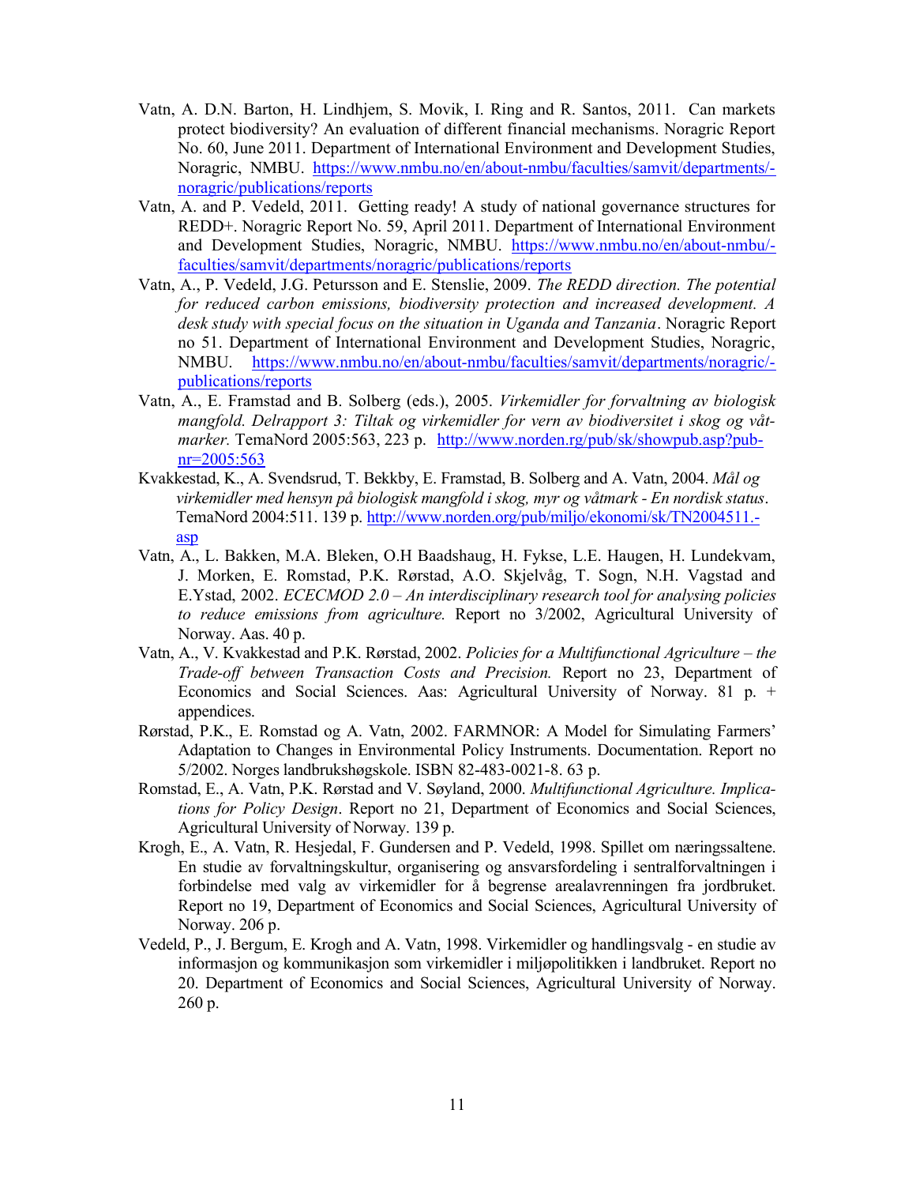- Vatn, A. D.N. Barton, H. Lindhjem, S. Movik, I. Ring and R. Santos, 2011. Can markets protect biodiversity? An evaluation of different financial mechanisms. Noragric Report No. 60, June 2011. Department of International Environment and Development Studies, Noragric, NMBU. https://www.nmbu.no/en/about-nmbu/faculties/samvit/departments/-noragric/publications/reports
- Vatn, A. and P. Vedeld, 2011. Getting ready! A study of national governance structures for REDD+. Noragric Report No. 59, April 2011. Department of International Environment and Development Studies, Noragric, NMBU. https://www.nmbu.no/en/about-nmbu/-faculties/samvit/departments/noragric/publications/reports
- Vatn, A., P. Vedeld, J.G. Petursson and E. Stenslie, 2009. *The REDD direction. The potential for reduced carbon emissions, biodiversity protection and increased development. A desk study with special focus on the situation in Uganda and Tanzania*. Noragric Report no 51. Department of International Environment and Development Studies, Noragric, NMBU. https://www.nmbu.no/en/about-nmbu/faculties/samvit/departments/noragric/-publications/reports
- Vatn, A., E. Framstad and B. Solberg (eds.), 2005. *Virkemidler for forvaltning av biologisk mangfold. Delrapport 3: Tiltak og virkemidler for vern av biodiversitet i skog og våtmarker.* TemaNord 2005:563, 223 p. http://www.norden.rg/pub/sk/showpub.asp?pub-nr=2005:563
- Kvakkestad, K., A. Svendsrud, T. Bekkby, E. Framstad, B. Solberg and A. Vatn, 2004. *Mål og virkemidler med hensyn på biologisk mangfold i skog, myr og våtmark - En nordisk status*. TemaNord 2004:511. 139 p. http://www.norden.org/pub/miljo/ekonomi/sk/TN2004511.-asp
- Vatn, A., L. Bakken, M.A. Bleken, O.H Baadshaug, H. Fykse, L.E. Haugen, H. Lundekvam, J. Morken, E. Romstad, P.K. Rørstad, A.O. Skjelvåg, T. Sogn, N.H. Vagstad and E.Ystad, 2002. *ECECMOD 2.0 – An interdisciplinary research tool for analysing policies to reduce emissions from agriculture.* Report no 3/2002, Agricultural University of Norway. Aas. 40 p.
- Vatn, A., V. Kvakkestad and P.K. Rørstad, 2002. *Policies for a Multifunctional Agriculture – the Trade-off between Transaction Costs and Precision.* Report no 23, Department of Economics and Social Sciences. Aas: Agricultural University of Norway. 81 p. + appendices.
- Rørstad, P.K., E. Romstad og A. Vatn, 2002. FARMNOR: A Model for Simulating Farmers' Adaptation to Changes in Environmental Policy Instruments. Documentation. Report no 5/2002. Norges landbrukshøgskole. ISBN 82-483-0021-8. 63 p.
- Romstad, E., A. Vatn, P.K. Rørstad and V. Søyland, 2000. *Multifunctional Agriculture. Implications for Policy Design*. Report no 21, Department of Economics and Social Sciences, Agricultural University of Norway. 139 p.
- Krogh, E., A. Vatn, R. Hesjedal, F. Gundersen and P. Vedeld, 1998. Spillet om næringssaltene. En studie av forvaltningskultur, organisering og ansvarsfordeling i sentralforvaltningen i forbindelse med valg av virkemidler for å begrense arealavrenningen fra jordbruket. Report no 19, Department of Economics and Social Sciences, Agricultural University of Norway. 206 p.
- Vedeld, P., J. Bergum, E. Krogh and A. Vatn, 1998. Virkemidler og handlingsvalg - en studie av informasjon og kommunikasjon som virkemidler i miljøpolitikken i landbruket. Report no 20. Department of Economics and Social Sciences, Agricultural University of Norway. 260 p.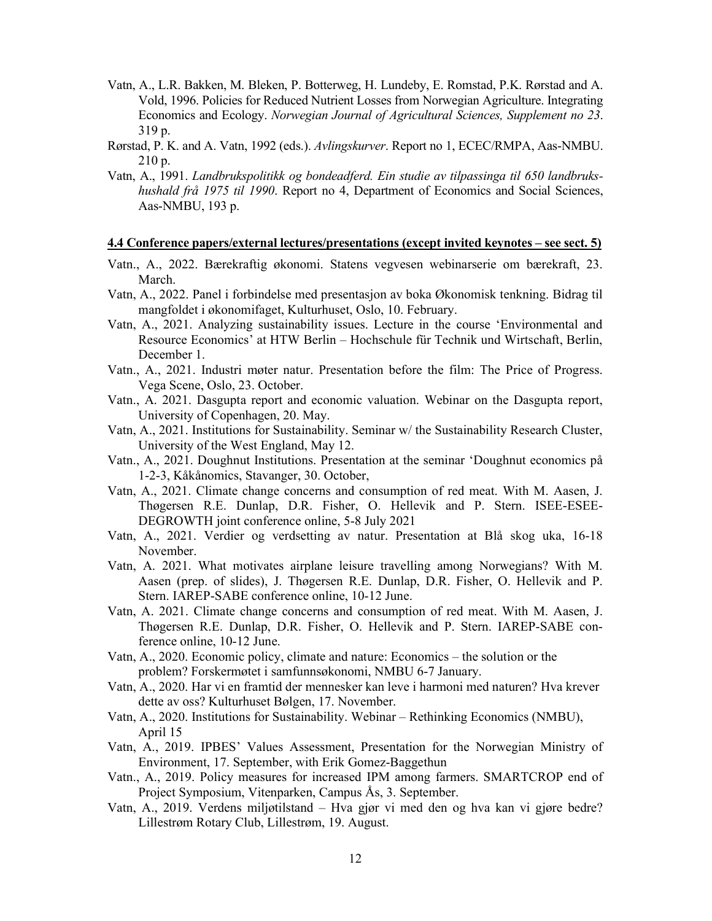Vatn, A., L.R. Bakken, M. Bleken, P. Botterweg, H. Lundeby, E. Romstad, P.K. Rørstad and A. Vold, 1996. Policies for Reduced Nutrient Losses from Norwegian Agriculture. Integrating Economics and Ecology. *Norwegian Journal of Agricultural Sciences, Supplement no 23*. 319 p.

Rørstad, P. K. and A. Vatn, 1992 (eds.). *Avlingskurver*. Report no 1, ECEC/RMPA, Aas-NMBU. 210 p.

Vatn, A., 1991. *Landbrukspolitikk og bondeadferd. Ein studie av tilpassinga til 650 landbrukshushald frå 1975 til 1990*. Report no 4, Department of Economics and Social Sciences, Aas-NMBU, 193 p.

**4.4 Conference papers/external lectures/presentations (except invited keynotes – see sect. 5)**

Vatn., A., 2022. Bærekraftig økonomi. Statens vegvesen webinarserie om bærekraft, 23. March.

Vatn, A., 2022. Panel i forbindelse med presentasjon av boka Økonomisk tenkning. Bidrag til mangfoldet i økonomifaget, Kulturhuset, Oslo, 10. February.

Vatn, A., 2021. Analyzing sustainability issues. Lecture in the course 'Environmental and Resource Economics' at HTW Berlin – Hochschule für Technik und Wirtschaft, Berlin, December 1.

Vatn., A., 2021. Industri møter natur. Presentation before the film: The Price of Progress. Vega Scene, Oslo, 23. October.

Vatn., A. 2021. Dasgupta report and economic valuation. Webinar on the Dasgupta report, University of Copenhagen, 20. May.

Vatn, A., 2021. Institutions for Sustainability. Seminar w/ the Sustainability Research Cluster, University of the West England, May 12.

Vatn., A., 2021. Doughnut Institutions. Presentation at the seminar 'Doughnut economics på 1-2-3, Kåkånomics, Stavanger, 30. October,

Vatn, A., 2021. Climate change concerns and consumption of red meat. With M. Aasen, J. Thøgersen R.E. Dunlap, D.R. Fisher, O. Hellevik and P. Stern. ISEE-ESEE-DEGROWTH joint conference online, 5-8 July 2021

Vatn, A., 2021. Verdier og verdsetting av natur. Presentation at Blå skog uka, 16-18 November.

Vatn, A. 2021. What motivates airplane leisure travelling among Norwegians? With M. Aasen (prep. of slides), J. Thøgersen R.E. Dunlap, D.R. Fisher, O. Hellevik and P. Stern. IAREP-SABE conference online, 10-12 June.

Vatn, A. 2021. Climate change concerns and consumption of red meat. With M. Aasen, J. Thøgersen R.E. Dunlap, D.R. Fisher, O. Hellevik and P. Stern. IAREP-SABE conference online, 10-12 June.

Vatn, A., 2020. Economic policy, climate and nature: Economics – the solution or the problem? Forskermøtet i samfunnsøkonomi, NMBU 6-7 January.

Vatn, A., 2020. Har vi en framtid der mennesker kan leve i harmoni med naturen? Hva krever dette av oss? Kulturhuset Bølgen, 17. November.

Vatn, A., 2020. Institutions for Sustainability. Webinar – Rethinking Economics (NMBU), April 15

Vatn, A., 2019. IPBES' Values Assessment, Presentation for the Norwegian Ministry of Environment, 17. September, with Erik Gomez-Baggethun

Vatn., A., 2019. Policy measures for increased IPM among farmers. SMARTCROP end of Project Symposium, Vitenparken, Campus Ås, 3. September.

Vatn, A., 2019. Verdens miljøtilstand – Hva gjør vi med den og hva kan vi gjøre bedre? Lillestrøm Rotary Club, Lillestrøm, 19. August.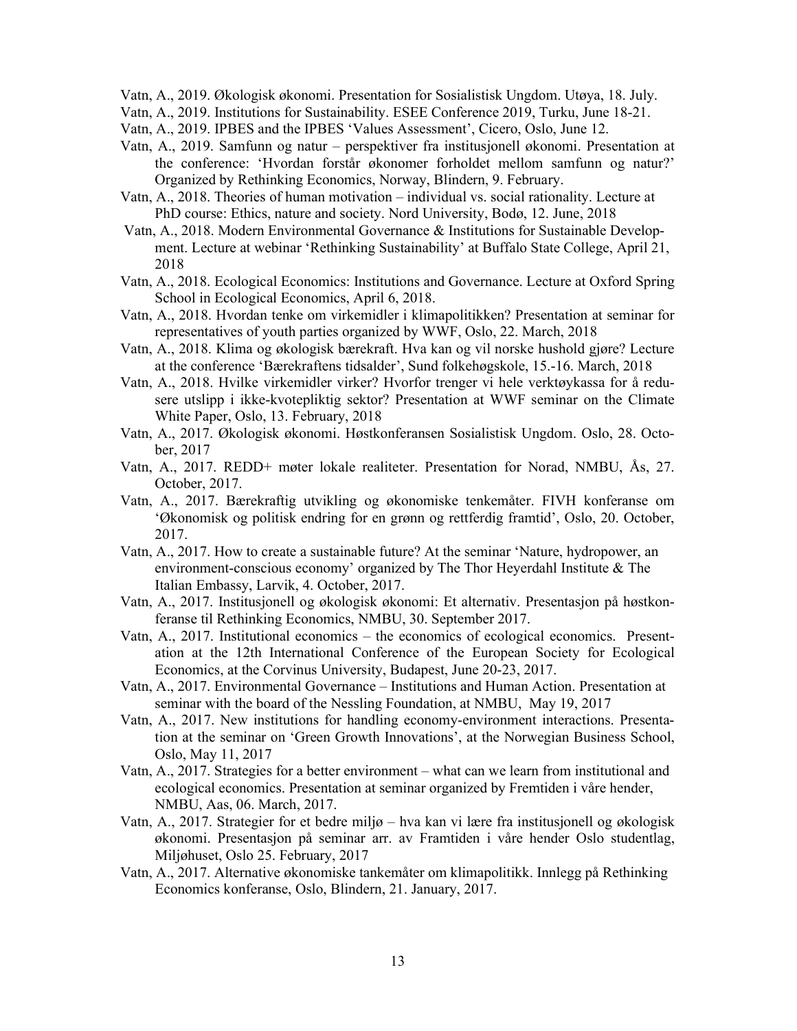Vatn, A., 2019. Økologisk økonomi. Presentation for Sosialistisk Ungdom. Utøya, 18. July.

Vatn, A., 2019. Institutions for Sustainability. ESEE Conference 2019, Turku, June 18-21.

Vatn, A., 2019. IPBES and the IPBES 'Values Assessment', Cicero, Oslo, June 12.

Vatn, A., 2019. Samfunn og natur – perspektiver fra institusjonell økonomi. Presentation at the conference: 'Hvordan forstår økonomer forholdet mellom samfunn og natur?' Organized by Rethinking Economics, Norway, Blindern, 9. February.

Vatn, A., 2018. Theories of human motivation – individual vs. social rationality. Lecture at PhD course: Ethics, nature and society. Nord University, Bodø, 12. June, 2018

Vatn, A., 2018. Modern Environmental Governance & Institutions for Sustainable Development. Lecture at webinar 'Rethinking Sustainability' at Buffalo State College, April 21, 2018

Vatn, A., 2018. Ecological Economics: Institutions and Governance. Lecture at Oxford Spring School in Ecological Economics, April 6, 2018.

Vatn, A., 2018. Hvordan tenke om virkemidler i klimapolitikken? Presentation at seminar for representatives of youth parties organized by WWF, Oslo, 22. March, 2018

Vatn, A., 2018. Klima og økologisk bærekraft. Hva kan og vil norske hushold gjøre? Lecture at the conference 'Bærekraftens tidsalder', Sund folkehøgskole, 15.-16. March, 2018

Vatn, A., 2018. Hvilke virkemidler virker? Hvorfor trenger vi hele verktøykassa for å redusere utslipp i ikke-kvotepliktig sektor? Presentation at WWF seminar on the Climate White Paper, Oslo, 13. February, 2018

Vatn, A., 2017. Økologisk økonomi. Høstkonferansen Sosialistisk Ungdom. Oslo, 28. October, 2017

Vatn, A., 2017. REDD+ møter lokale realiteter. Presentation for Norad, NMBU, Ås, 27. October, 2017.

Vatn, A., 2017. Bærekraftig utvikling og økonomiske tenkemåter. FIVH konferanse om 'Økonomisk og politisk endring for en grønn og rettferdig framtid', Oslo, 20. October, 2017.

Vatn, A., 2017. How to create a sustainable future? At the seminar 'Nature, hydropower, an environment-conscious economy' organized by The Thor Heyerdahl Institute & The Italian Embassy, Larvik, 4. October, 2017.

Vatn, A., 2017. Institusjonell og økologisk økonomi: Et alternativ. Presentasjon på høstkonferanse til Rethinking Economics, NMBU, 30. September 2017.

Vatn, A., 2017. Institutional economics – the economics of ecological economics. Presentation at the 12th International Conference of the European Society for Ecological Economics, at the Corvinus University, Budapest, June 20-23, 2017.

Vatn, A., 2017. Environmental Governance – Institutions and Human Action. Presentation at seminar with the board of the Nessling Foundation, at NMBU, May 19, 2017

Vatn, A., 2017. New institutions for handling economy-environment interactions. Presentation at the seminar on 'Green Growth Innovations', at the Norwegian Business School, Oslo, May 11, 2017

Vatn, A., 2017. Strategies for a better environment – what can we learn from institutional and ecological economics. Presentation at seminar organized by Fremtiden i våre hender, NMBU, Aas, 06. March, 2017.

Vatn, A., 2017. Strategier for et bedre miljø – hva kan vi lære fra institusjonell og økologisk økonomi. Presentasjon på seminar arr. av Framtiden i våre hender Oslo studentlag, Miljøhuset, Oslo 25. February, 2017

Vatn, A., 2017. Alternative økonomiske tankemåter om klimapolitikk. Innlegg på Rethinking Economics konferanse, Oslo, Blindern, 21. January, 2017.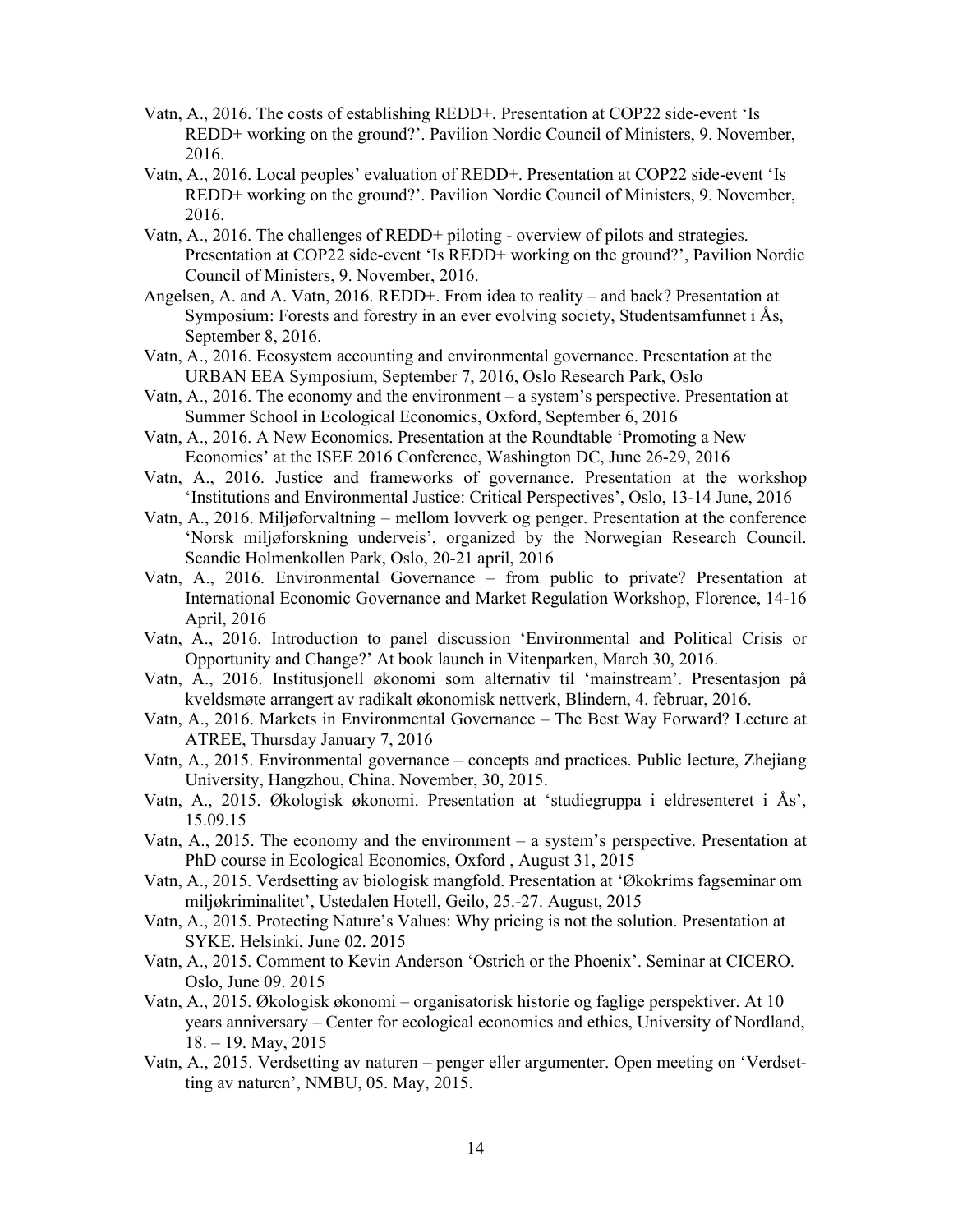Vatn, A., 2016. The costs of establishing REDD+. Presentation at COP22 side-event 'Is REDD+ working on the ground?'. Pavilion Nordic Council of Ministers, 9. November, 2016.

Vatn, A., 2016. Local peoples' evaluation of REDD+. Presentation at COP22 side-event 'Is REDD+ working on the ground?'. Pavilion Nordic Council of Ministers, 9. November, 2016.

Vatn, A., 2016. The challenges of REDD+ piloting - overview of pilots and strategies. Presentation at COP22 side-event 'Is REDD+ working on the ground?', Pavilion Nordic Council of Ministers, 9. November, 2016.

Angelsen, A. and A. Vatn, 2016. REDD+. From idea to reality – and back? Presentation at Symposium: Forests and forestry in an ever evolving society, Studentsamfunnet i Ås, September 8, 2016.

Vatn, A., 2016. Ecosystem accounting and environmental governance. Presentation at the URBAN EEA Symposium, September 7, 2016, Oslo Research Park, Oslo

Vatn, A., 2016. The economy and the environment – a system's perspective. Presentation at Summer School in Ecological Economics, Oxford, September 6, 2016

Vatn, A., 2016. A New Economics. Presentation at the Roundtable 'Promoting a New Economics' at the ISEE 2016 Conference, Washington DC, June 26-29, 2016

Vatn, A., 2016. Justice and frameworks of governance. Presentation at the workshop 'Institutions and Environmental Justice: Critical Perspectives', Oslo, 13-14 June, 2016

Vatn, A., 2016. Miljøforvaltning – mellom lovverk og penger. Presentation at the conference 'Norsk miljøforskning underveis', organized by the Norwegian Research Council. Scandic Holmenkollen Park, Oslo, 20-21 april, 2016

Vatn, A., 2016. Environmental Governance – from public to private? Presentation at International Economic Governance and Market Regulation Workshop, Florence, 14-16 April, 2016

Vatn, A., 2016. Introduction to panel discussion 'Environmental and Political Crisis or Opportunity and Change?' At book launch in Vitenparken, March 30, 2016.

Vatn, A., 2016. Institusjonell økonomi som alternativ til 'mainstream'. Presentasjon på kveldsmøte arrangert av radikalt økonomisk nettverk, Blindern, 4. februar, 2016.

Vatn, A., 2016. Markets in Environmental Governance – The Best Way Forward? Lecture at ATREE, Thursday January 7, 2016

Vatn, A., 2015. Environmental governance – concepts and practices. Public lecture, Zhejiang University, Hangzhou, China. November, 30, 2015.

Vatn, A., 2015. Økologisk økonomi. Presentation at 'studiegruppa i eldresenteret i Ås', 15.09.15

Vatn, A., 2015. The economy and the environment – a system's perspective. Presentation at PhD course in Ecological Economics, Oxford , August 31, 2015

Vatn, A., 2015. Verdsetting av biologisk mangfold. Presentation at 'Økokrims fagseminar om miljøkriminalitet', Ustedalen Hotell, Geilo, 25.-27. August, 2015

Vatn, A., 2015. Protecting Nature's Values: Why pricing is not the solution. Presentation at SYKE. Helsinki, June 02. 2015

Vatn, A., 2015. Comment to Kevin Anderson 'Ostrich or the Phoenix'. Seminar at CICERO. Oslo, June 09. 2015

Vatn, A., 2015. Økologisk økonomi – organisatorisk historie og faglige perspektiver. At 10 years anniversary – Center for ecological economics and ethics, University of Nordland, 18. – 19. May, 2015

Vatn, A., 2015. Verdsetting av naturen – penger eller argumenter. Open meeting on 'Verdsetting av naturen', NMBU, 05. May, 2015.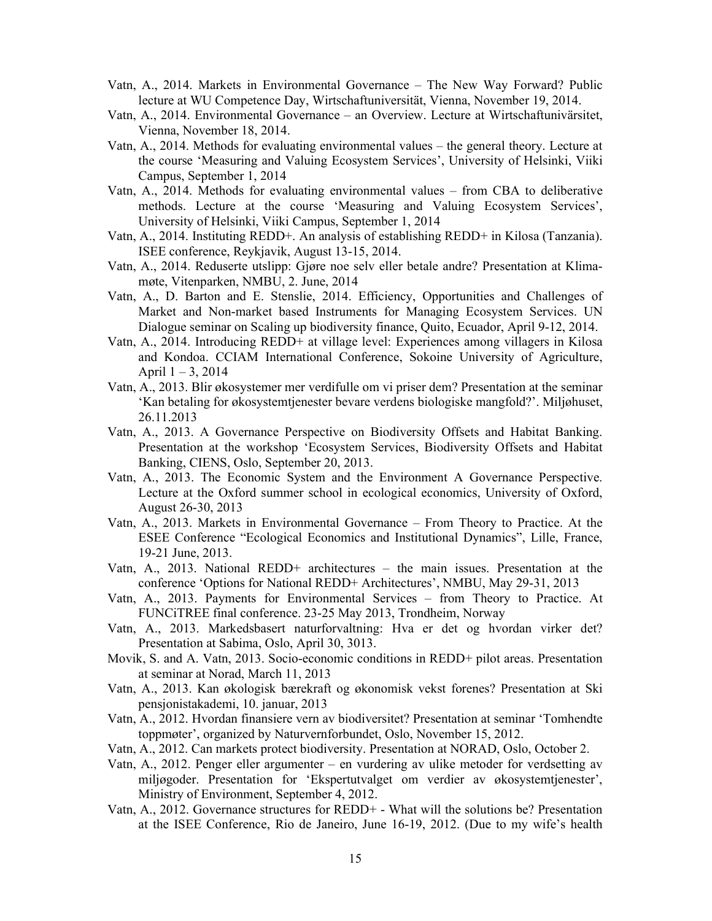Vatn, A., 2014. Markets in Environmental Governance – The New Way Forward? Public lecture at WU Competence Day, Wirtschaftuniversität, Vienna, November 19, 2014.

Vatn, A., 2014. Environmental Governance – an Overview. Lecture at Wirtschaftunivärsitet, Vienna, November 18, 2014.

Vatn, A., 2014. Methods for evaluating environmental values – the general theory. Lecture at the course 'Measuring and Valuing Ecosystem Services', University of Helsinki, Viiki Campus, September 1, 2014

Vatn, A., 2014. Methods for evaluating environmental values – from CBA to deliberative methods. Lecture at the course 'Measuring and Valuing Ecosystem Services', University of Helsinki, Viiki Campus, September 1, 2014

Vatn, A., 2014. Instituting REDD+. An analysis of establishing REDD+ in Kilosa (Tanzania). ISEE conference, Reykjavik, August 13-15, 2014.

Vatn, A., 2014. Reduserte utslipp: Gjøre noe selv eller betale andre? Presentation at Klima-møte, Vitenparken, NMBU, 2. June, 2014

Vatn, A., D. Barton and E. Stenslie, 2014. Efficiency, Opportunities and Challenges of Market and Non-market based Instruments for Managing Ecosystem Services. UN Dialogue seminar on Scaling up biodiversity finance, Quito, Ecuador, April 9-12, 2014.

Vatn, A., 2014. Introducing REDD+ at village level: Experiences among villagers in Kilosa and Kondoa. CCIAM International Conference, Sokoine University of Agriculture, April 1 – 3, 2014

Vatn, A., 2013. Blir økosystemer mer verdifulle om vi priser dem? Presentation at the seminar 'Kan betaling for økosystemtjenester bevare verdens biologiske mangfold?'. Miljøhuset, 26.11.2013

Vatn, A., 2013. A Governance Perspective on Biodiversity Offsets and Habitat Banking. Presentation at the workshop 'Ecosystem Services, Biodiversity Offsets and Habitat Banking, CIENS, Oslo, September 20, 2013.

Vatn, A., 2013. The Economic System and the Environment A Governance Perspective. Lecture at the Oxford summer school in ecological economics, University of Oxford, August 26-30, 2013

Vatn, A., 2013. Markets in Environmental Governance – From Theory to Practice. At the ESEE Conference "Ecological Economics and Institutional Dynamics", Lille, France, 19-21 June, 2013.

Vatn, A., 2013. National REDD+ architectures – the main issues. Presentation at the conference 'Options for National REDD+ Architectures', NMBU, May 29-31, 2013

Vatn, A., 2013. Payments for Environmental Services – from Theory to Practice. At FUNCiTREE final conference. 23-25 May 2013, Trondheim, Norway

Vatn, A., 2013. Markedsbasert naturforvaltning: Hva er det og hvordan virker det? Presentation at Sabima, Oslo, April 30, 3013.

Movik, S. and A. Vatn, 2013. Socio-economic conditions in REDD+ pilot areas. Presentation at seminar at Norad, March 11, 2013

Vatn, A., 2013. Kan økologisk bærekraft og økonomisk vekst forenes? Presentation at Ski pensjonistakademi, 10. januar, 2013

Vatn, A., 2012. Hvordan finansiere vern av biodiversitet? Presentation at seminar 'Tomhendte toppmøter', organized by Naturvernforbundet, Oslo, November 15, 2012.

Vatn, A., 2012. Can markets protect biodiversity. Presentation at NORAD, Oslo, October 2.

Vatn, A., 2012. Penger eller argumenter – en vurdering av ulike metoder for verdsetting av miljøgoder. Presentation for 'Ekspertutvalget om verdier av økosystemtjenester', Ministry of Environment, September 4, 2012.

Vatn, A., 2012. Governance structures for REDD+ - What will the solutions be? Presentation at the ISEE Conference, Rio de Janeiro, June 16-19, 2012. (Due to my wife's health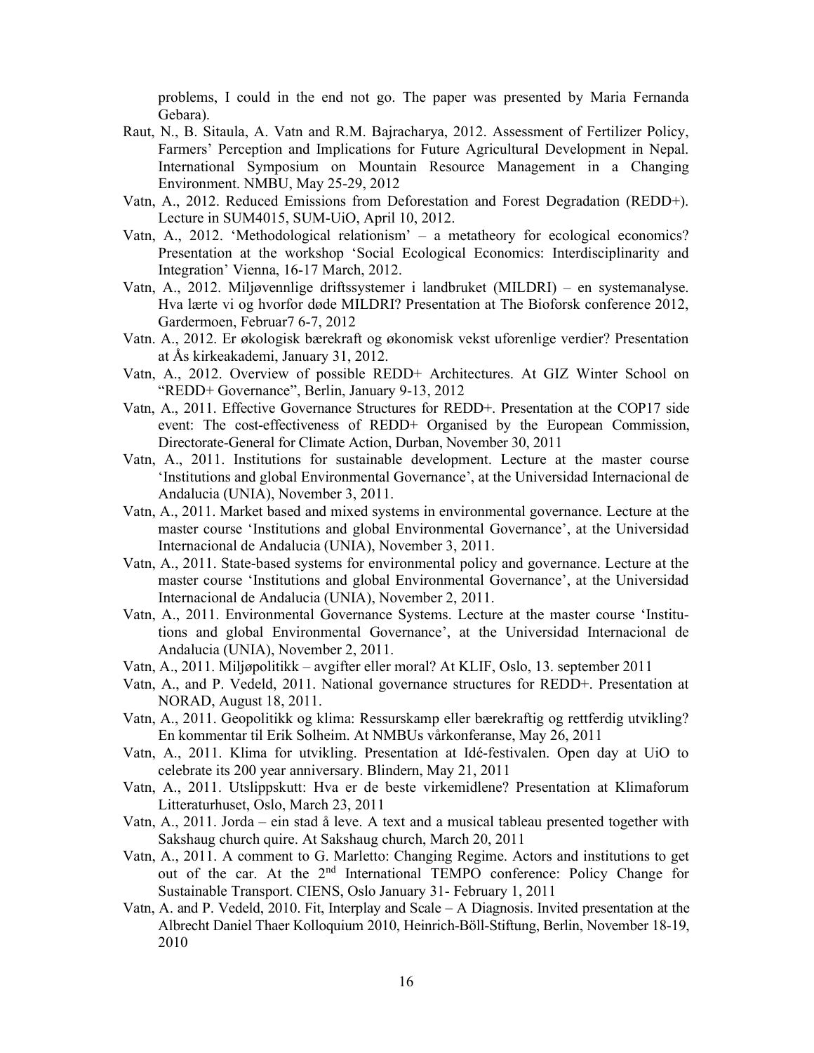problems, I could in the end not go. The paper was presented by Maria Fernanda Gebara).

- Raut, N., B. Sitaula, A. Vatn and R.M. Bajracharya, 2012. Assessment of Fertilizer Policy, Farmers' Perception and Implications for Future Agricultural Development in Nepal. International Symposium on Mountain Resource Management in a Changing Environment. NMBU, May 25-29, 2012
- Vatn, A., 2012. Reduced Emissions from Deforestation and Forest Degradation (REDD+). Lecture in SUM4015, SUM-UiO, April 10, 2012.
- Vatn, A., 2012. 'Methodological relationism' – a metatheory for ecological economics? Presentation at the workshop 'Social Ecological Economics: Interdisciplinarity and Integration' Vienna, 16-17 March, 2012.
- Vatn, A., 2012. Miljøvennlige driftssystemer i landbruket (MILDRI) – en systemanalyse. Hva lærte vi og hvorfor døde MILDRI? Presentation at The Bioforsk conference 2012, Gardermoen, Februar7 6-7, 2012
- Vatn. A., 2012. Er økologisk bærekraft og økonomisk vekst uforenlige verdier? Presentation at Ås kirkeakademi, January 31, 2012.
- Vatn, A., 2012. Overview of possible REDD+ Architectures. At GIZ Winter School on "REDD+ Governance", Berlin, January 9-13, 2012
- Vatn, A., 2011. Effective Governance Structures for REDD+. Presentation at the COP17 side event: The cost-effectiveness of REDD+ Organised by the European Commission, Directorate-General for Climate Action, Durban, November 30, 2011
- Vatn, A., 2011. Institutions for sustainable development. Lecture at the master course 'Institutions and global Environmental Governance', at the Universidad Internacional de Andalucia (UNIA), November 3, 2011.
- Vatn, A., 2011. Market based and mixed systems in environmental governance. Lecture at the master course 'Institutions and global Environmental Governance', at the Universidad Internacional de Andalucia (UNIA), November 3, 2011.
- Vatn, A., 2011. State-based systems for environmental policy and governance. Lecture at the master course 'Institutions and global Environmental Governance', at the Universidad Internacional de Andalucia (UNIA), November 2, 2011.
- Vatn, A., 2011. Environmental Governance Systems. Lecture at the master course 'Institutions and global Environmental Governance', at the Universidad Internacional de Andalucia (UNIA), November 2, 2011.
- Vatn, A., 2011. Miljøpolitikk – avgifter eller moral? At KLIF, Oslo, 13. september 2011
- Vatn, A., and P. Vedeld, 2011. National governance structures for REDD+. Presentation at NORAD, August 18, 2011.
- Vatn, A., 2011. Geopolitikk og klima: Ressurskamp eller bærekraftig og rettferdig utvikling? En kommentar til Erik Solheim. At NMBUs vårkonferanse, May 26, 2011
- Vatn, A., 2011. Klima for utvikling. Presentation at Idé-festivalen. Open day at UiO to celebrate its 200 year anniversary. Blindern, May 21, 2011
- Vatn, A., 2011. Utslippskutt: Hva er de beste virkemidlene? Presentation at Klimaforum Litteraturhuset, Oslo, March 23, 2011
- Vatn, A., 2011. Jorda – ein stad å leve. A text and a musical tableau presented together with Sakshaug church quire. At Sakshaug church, March 20, 2011
- Vatn, A., 2011. A comment to G. Marletto: Changing Regime. Actors and institutions to get out of the car. At the 2nd International TEMPO conference: Policy Change for Sustainable Transport. CIENS, Oslo January 31- February 1, 2011
- Vatn, A. and P. Vedeld, 2010. Fit, Interplay and Scale – A Diagnosis. Invited presentation at the Albrecht Daniel Thaer Kolloquium 2010, Heinrich-Böll-Stiftung, Berlin, November 18-19, 2010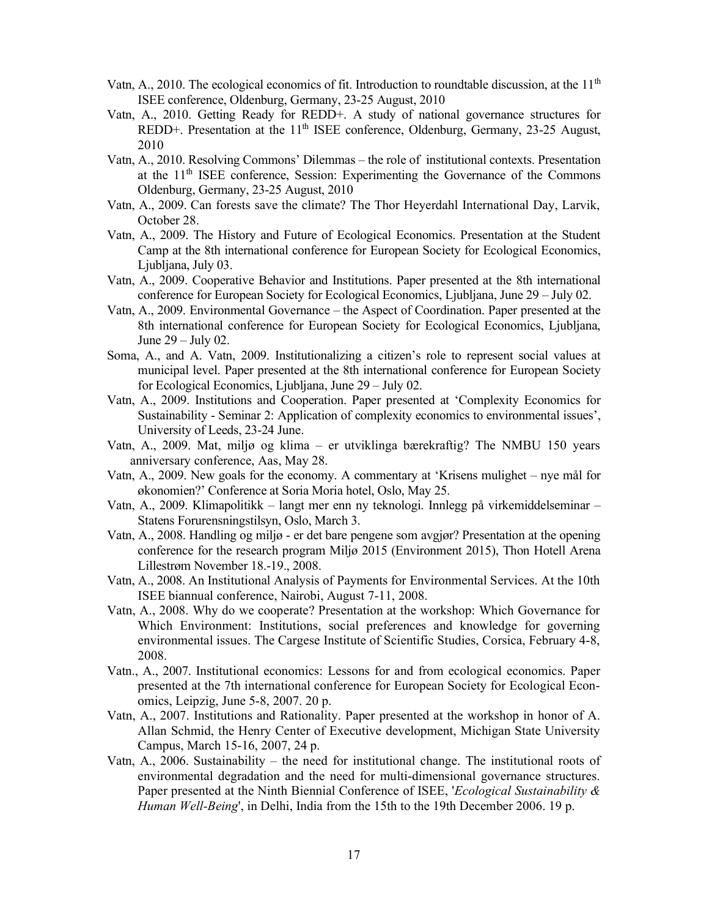Vatn, A., 2010. The ecological economics of fit. Introduction to roundtable discussion, at the 11th ISEE conference, Oldenburg, Germany, 23-25 August, 2010

Vatn, A., 2010. Getting Ready for REDD+. A study of national governance structures for REDD+. Presentation at the 11th ISEE conference, Oldenburg, Germany, 23-25 August, 2010

Vatn, A., 2010. Resolving Commons' Dilemmas – the role of institutional contexts. Presentation at the 11th ISEE conference, Session: Experimenting the Governance of the Commons Oldenburg, Germany, 23-25 August, 2010

Vatn, A., 2009. Can forests save the climate? The Thor Heyerdahl International Day, Larvik, October 28.

Vatn, A., 2009. The History and Future of Ecological Economics. Presentation at the Student Camp at the 8th international conference for European Society for Ecological Economics, Ljubljana, July 03.

Vatn, A., 2009. Cooperative Behavior and Institutions. Paper presented at the 8th international conference for European Society for Ecological Economics, Ljubljana, June 29 – July 02.

Vatn, A., 2009. Environmental Governance – the Aspect of Coordination. Paper presented at the 8th international conference for European Society for Ecological Economics, Ljubljana, June 29 – July 02.

Soma, A., and A. Vatn, 2009. Institutionalizing a citizen's role to represent social values at municipal level. Paper presented at the 8th international conference for European Society for Ecological Economics, Ljubljana, June 29 – July 02.

Vatn, A., 2009. Institutions and Cooperation. Paper presented at 'Complexity Economics for Sustainability - Seminar 2: Application of complexity economics to environmental issues', University of Leeds, 23-24 June.

Vatn, A., 2009. Mat, miljø og klima – er utviklinga bærekraftig? The NMBU 150 years anniversary conference, Aas, May 28.

Vatn, A., 2009. New goals for the economy. A commentary at 'Krisens mulighet – nye mål for økonomien?' Conference at Soria Moria hotel, Oslo, May 25.

Vatn, A., 2009. Klimapolitikk – langt mer enn ny teknologi. Innlegg på virkemiddelseminar – Statens Forurensningstilsyn, Oslo, March 3.

Vatn, A., 2008. Handling og miljø - er det bare pengene som avgjør? Presentation at the opening conference for the research program Miljø 2015 (Environment 2015), Thon Hotell Arena Lillestrøm November 18.-19., 2008.

Vatn, A., 2008. An Institutional Analysis of Payments for Environmental Services. At the 10th ISEE biannual conference, Nairobi, August 7-11, 2008.

Vatn, A., 2008. Why do we cooperate? Presentation at the workshop: Which Governance for Which Environment: Institutions, social preferences and knowledge for governing environmental issues. The Cargese Institute of Scientific Studies, Corsica, February 4-8, 2008.

Vatn., A., 2007. Institutional economics: Lessons for and from ecological economics. Paper presented at the 7th international conference for European Society for Ecological Economics, Leipzig, June 5-8, 2007. 20 p.

Vatn, A., 2007. Institutions and Rationality. Paper presented at the workshop in honor of A. Allan Schmid, the Henry Center of Executive development, Michigan State University Campus, March 15-16, 2007, 24 p.

Vatn, A., 2006. Sustainability – the need for institutional change. The institutional roots of environmental degradation and the need for multi-dimensional governance structures. Paper presented at the Ninth Biennial Conference of ISEE, '*Ecological Sustainability & Human Well-Being*', in Delhi, India from the 15th to the 19th December 2006. 19 p.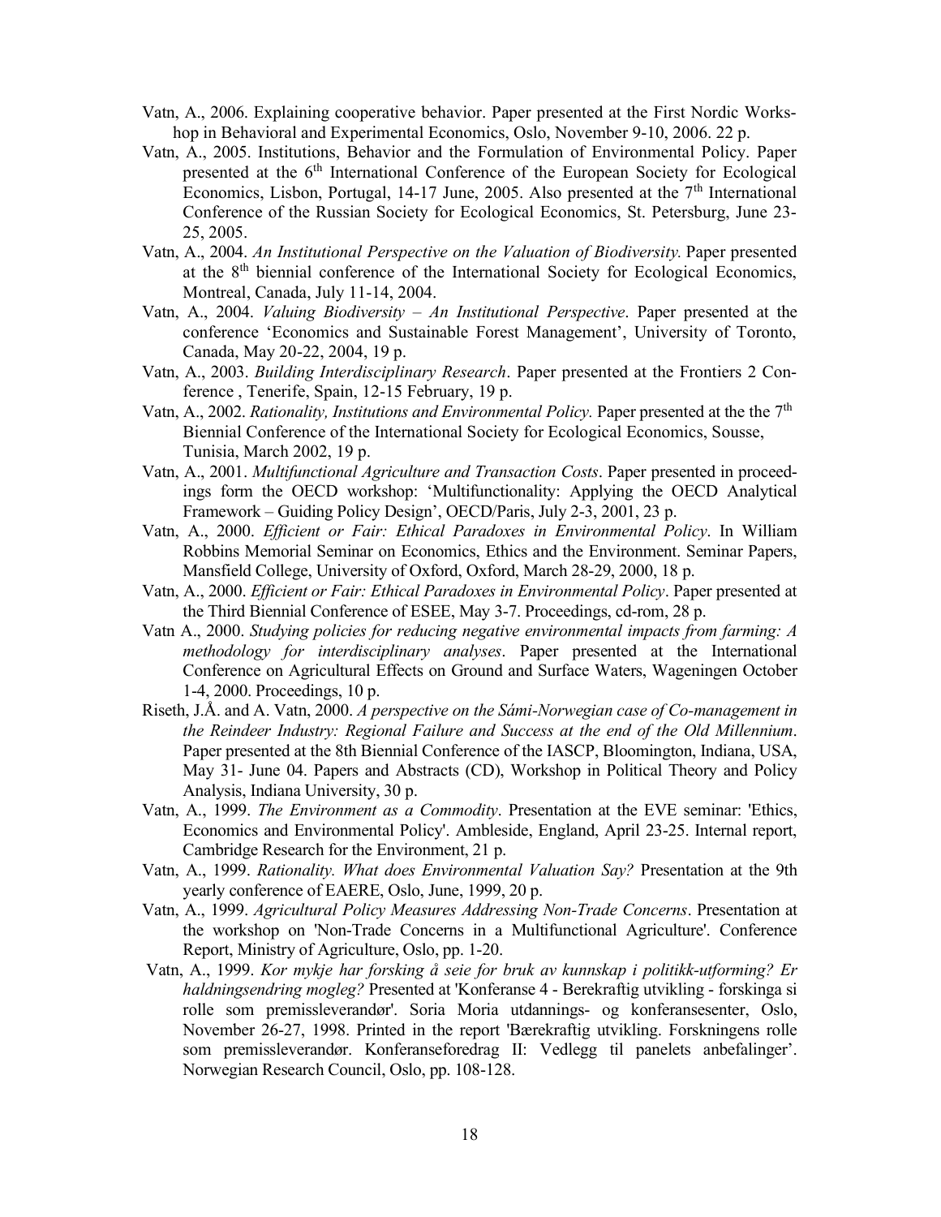Vatn, A., 2006. Explaining cooperative behavior. Paper presented at the First Nordic Workshop in Behavioral and Experimental Economics, Oslo, November 9-10, 2006. 22 p.

Vatn, A., 2005. Institutions, Behavior and the Formulation of Environmental Policy. Paper presented at the 6th International Conference of the European Society for Ecological Economics, Lisbon, Portugal, 14-17 June, 2005. Also presented at the 7th International Conference of the Russian Society for Ecological Economics, St. Petersburg, June 23-25, 2005.

Vatn, A., 2004. *An Institutional Perspective on the Valuation of Biodiversity.* Paper presented at the 8th biennial conference of the International Society for Ecological Economics, Montreal, Canada, July 11-14, 2004.

Vatn, A., 2004. *Valuing Biodiversity – An Institutional Perspective*. Paper presented at the conference 'Economics and Sustainable Forest Management', University of Toronto, Canada, May 20-22, 2004, 19 p.

Vatn, A., 2003. *Building Interdisciplinary Research*. Paper presented at the Frontiers 2 Conference , Tenerife, Spain, 12-15 February, 19 p.

Vatn, A., 2002. *Rationality, Institutions and Environmental Policy.* Paper presented at the the 7th Biennial Conference of the International Society for Ecological Economics, Sousse, Tunisia, March 2002, 19 p.

Vatn, A., 2001. *Multifunctional Agriculture and Transaction Costs*. Paper presented in proceedings form the OECD workshop: 'Multifunctionality: Applying the OECD Analytical Framework – Guiding Policy Design', OECD/Paris, July 2-3, 2001, 23 p.

Vatn, A., 2000. *Efficient or Fair: Ethical Paradoxes in Environmental Policy*. In William Robbins Memorial Seminar on Economics, Ethics and the Environment. Seminar Papers, Mansfield College, University of Oxford, Oxford, March 28-29, 2000, 18 p.

Vatn, A., 2000. *Efficient or Fair: Ethical Paradoxes in Environmental Policy*. Paper presented at the Third Biennial Conference of ESEE, May 3-7. Proceedings, cd-rom, 28 p.

Vatn A., 2000. *Studying policies for reducing negative environmental impacts from farming: A methodology for interdisciplinary analyses*. Paper presented at the International Conference on Agricultural Effects on Ground and Surface Waters, Wageningen October 1-4, 2000. Proceedings, 10 p.

Riseth, J.Å. and A. Vatn, 2000. *A perspective on the Sámi-Norwegian case of Co-management in the Reindeer Industry: Regional Failure and Success at the end of the Old Millennium*. Paper presented at the 8th Biennial Conference of the IASCP, Bloomington, Indiana, USA, May 31- June 04. Papers and Abstracts (CD), Workshop in Political Theory and Policy Analysis, Indiana University, 30 p.

Vatn, A., 1999. *The Environment as a Commodity*. Presentation at the EVE seminar: 'Ethics, Economics and Environmental Policy'. Ambleside, England, April 23-25. Internal report, Cambridge Research for the Environment, 21 p.

Vatn, A., 1999. *Rationality. What does Environmental Valuation Say?* Presentation at the 9th yearly conference of EAERE, Oslo, June, 1999, 20 p.

Vatn, A., 1999. *Agricultural Policy Measures Addressing Non-Trade Concerns*. Presentation at the workshop on 'Non-Trade Concerns in a Multifunctional Agriculture'. Conference Report, Ministry of Agriculture, Oslo, pp. 1-20.

Vatn, A., 1999. *Kor mykje har forsking å seie for bruk av kunnskap i politikk-utforming? Er haldningsendring mogleg?* Presented at 'Konferanse 4 - Berekraftig utvikling - forskinga si rolle som premissleverandør'. Soria Moria utdannings- og konferansesenter, Oslo, November 26-27, 1998. Printed in the report 'Bærekraftig utvikling. Forskningens rolle som premissleverandør. Konferanseforedrag II: Vedlegg til panelets anbefalinger'. Norwegian Research Council, Oslo, pp. 108-128.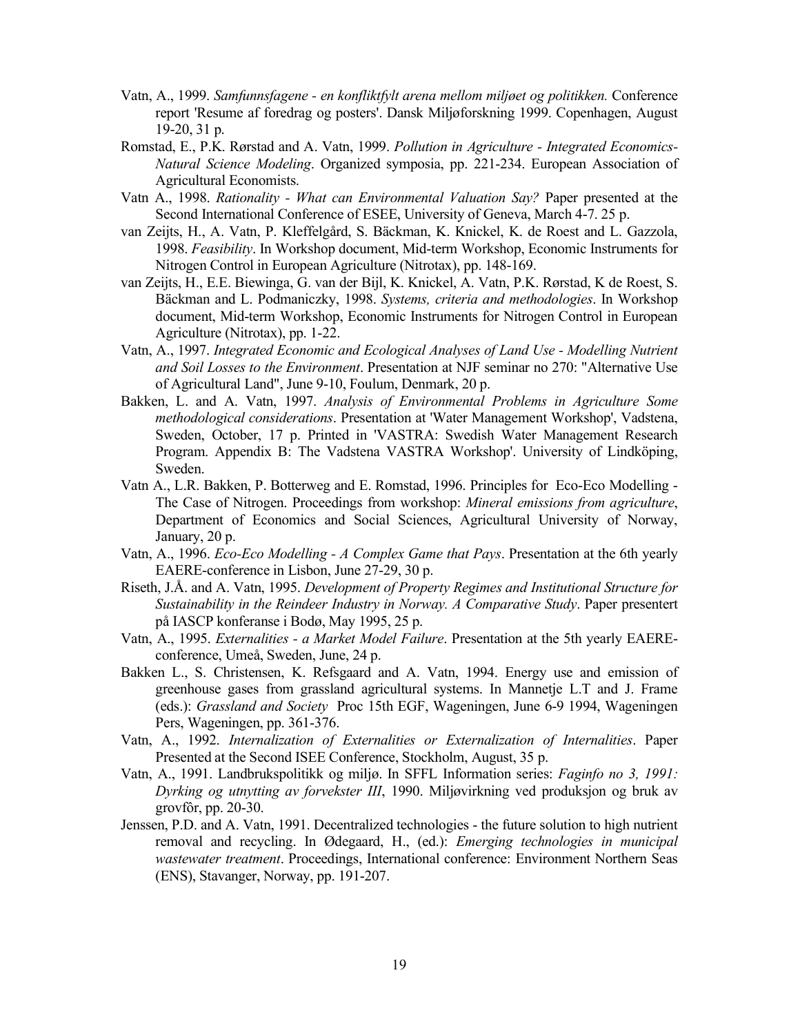Vatn, A., 1999. *Samfunnsfagene - en konfliktfylt arena mellom miljøet og politikken.* Conference report 'Resume af foredrag og posters'. Dansk Miljøforskning 1999. Copenhagen, August 19-20, 31 p.

Romstad, E., P.K. Rørstad and A. Vatn, 1999. *Pollution in Agriculture - Integrated Economics-Natural Science Modeling*. Organized symposia, pp. 221-234. European Association of Agricultural Economists.

Vatn A., 1998. *Rationality - What can Environmental Valuation Say?* Paper presented at the Second International Conference of ESEE, University of Geneva, March 4-7. 25 p.

van Zeijts, H., A. Vatn, P. Kleffelgård, S. Bäckman, K. Knickel, K. de Roest and L. Gazzola, 1998. *Feasibility*. In Workshop document, Mid-term Workshop, Economic Instruments for Nitrogen Control in European Agriculture (Nitrotax), pp. 148-169.

van Zeijts, H., E.E. Biewinga, G. van der Bijl, K. Knickel, A. Vatn, P.K. Rørstad, K de Roest, S. Bäckman and L. Podmaniczky, 1998. *Systems, criteria and methodologies*. In Workshop document, Mid-term Workshop, Economic Instruments for Nitrogen Control in European Agriculture (Nitrotax), pp. 1-22.

Vatn, A., 1997. *Integrated Economic and Ecological Analyses of Land Use - Modelling Nutrient and Soil Losses to the Environment*. Presentation at NJF seminar no 270: "Alternative Use of Agricultural Land", June 9-10, Foulum, Denmark, 20 p.

Bakken, L. and A. Vatn, 1997. *Analysis of Environmental Problems in Agriculture Some methodological considerations*. Presentation at 'Water Management Workshop', Vadstena, Sweden, October, 17 p. Printed in 'VASTRA: Swedish Water Management Research Program. Appendix B: The Vadstena VASTRA Workshop'. University of Lindköping, Sweden.

Vatn A., L.R. Bakken, P. Botterweg and E. Romstad, 1996. Principles for Eco-Eco Modelling - The Case of Nitrogen. Proceedings from workshop: *Mineral emissions from agriculture*, Department of Economics and Social Sciences, Agricultural University of Norway, January, 20 p.

Vatn, A., 1996. *Eco-Eco Modelling - A Complex Game that Pays*. Presentation at the 6th yearly EAERE-conference in Lisbon, June 27-29, 30 p.

Riseth, J.Å. and A. Vatn, 1995. *Development of Property Regimes and Institutional Structure for Sustainability in the Reindeer Industry in Norway. A Comparative Study*. Paper presentert på IASCP konferanse i Bodø, May 1995, 25 p.

Vatn, A., 1995. *Externalities - a Market Model Failure*. Presentation at the 5th yearly EAERE-conference, Umeå, Sweden, June, 24 p.

Bakken L., S. Christensen, K. Refsgaard and A. Vatn, 1994. Energy use and emission of greenhouse gases from grassland agricultural systems. In Mannetje L.T and J. Frame (eds.): *Grassland and Society* Proc 15th EGF, Wageningen, June 6-9 1994, Wageningen Pers, Wageningen, pp. 361-376.

Vatn, A., 1992. *Internalization of Externalities or Externalization of Internalities*. Paper Presented at the Second ISEE Conference, Stockholm, August, 35 p.

Vatn, A., 1991. Landbrukspolitikk og miljø. In SFFL Information series: *Faginfo no 3, 1991: Dyrking og utnytting av forvekster III*, 1990. Miljøvirkning ved produksjon og bruk av grovfôr, pp. 20-30.

Jenssen, P.D. and A. Vatn, 1991. Decentralized technologies - the future solution to high nutrient removal and recycling. In Ødegaard, H., (ed.): *Emerging technologies in municipal wastewater treatment*. Proceedings, International conference: Environment Northern Seas (ENS), Stavanger, Norway, pp. 191-207.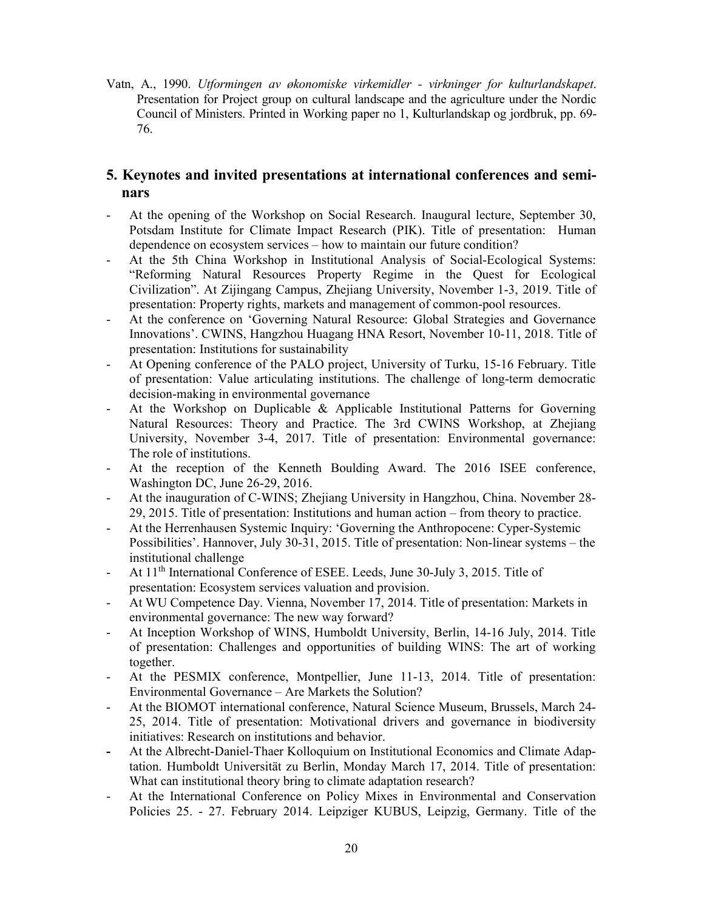Vatn, A., 1990. *Utformingen av økonomiske virkemidler - virkninger for kulturlandskapet*. Presentation for Project group on cultural landscape and the agriculture under the Nordic Council of Ministers. Printed in Working paper no 1, Kulturlandskap og jordbruk, pp. 69-76.

## 5. Keynotes and invited presentations at international conferences and seminars

- At the opening of the Workshop on Social Research. Inaugural lecture, September 30, Potsdam Institute for Climate Impact Research (PIK). Title of presentation: Human dependence on ecosystem services – how to maintain our future condition?
- At the 5th China Workshop in Institutional Analysis of Social-Ecological Systems: "Reforming Natural Resources Property Regime in the Quest for Ecological Civilization". At Zijingang Campus, Zhejiang University, November 1-3, 2019. Title of presentation: Property rights, markets and management of common-pool resources.
- At the conference on 'Governing Natural Resource: Global Strategies and Governance Innovations'. CWINS, Hangzhou Huagang HNA Resort, November 10-11, 2018. Title of presentation: Institutions for sustainability
- At Opening conference of the PALO project, University of Turku, 15-16 February. Title of presentation: Value articulating institutions. The challenge of long-term democratic decision-making in environmental governance
- At the Workshop on Duplicable & Applicable Institutional Patterns for Governing Natural Resources: Theory and Practice. The 3rd CWINS Workshop, at Zhejiang University, November 3-4, 2017. Title of presentation: Environmental governance: The role of institutions.
- At the reception of the Kenneth Boulding Award. The 2016 ISEE conference, Washington DC, June 26-29, 2016.
- At the inauguration of C-WINS; Zhejiang University in Hangzhou, China. November 28-29, 2015. Title of presentation: Institutions and human action – from theory to practice.
- At the Herrenhausen Systemic Inquiry: 'Governing the Anthropocene: Cyper-Systemic Possibilities'. Hannover, July 30-31, 2015. Title of presentation: Non-linear systems – the institutional challenge
- At 11th International Conference of ESEE. Leeds, June 30-July 3, 2015. Title of presentation: Ecosystem services valuation and provision.
- At WU Competence Day. Vienna, November 17, 2014. Title of presentation: Markets in environmental governance: The new way forward?
- At Inception Workshop of WINS, Humboldt University, Berlin, 14-16 July, 2014. Title of presentation: Challenges and opportunities of building WINS: The art of working together.
- At the PESMIX conference, Montpellier, June 11-13, 2014. Title of presentation: Environmental Governance – Are Markets the Solution?
- At the BIOMOT international conference, Natural Science Museum, Brussels, March 24-25, 2014. Title of presentation: Motivational drivers and governance in biodiversity initiatives: Research on institutions and behavior.
- At the Albrecht-Daniel-Thaer Kolloquium on Institutional Economics and Climate Adaptation. Humboldt Universität zu Berlin, Monday March 17, 2014. Title of presentation: What can institutional theory bring to climate adaptation research?
- At the International Conference on Policy Mixes in Environmental and Conservation Policies 25. - 27. February 2014. Leipziger KUBUS, Leipzig, Germany. Title of the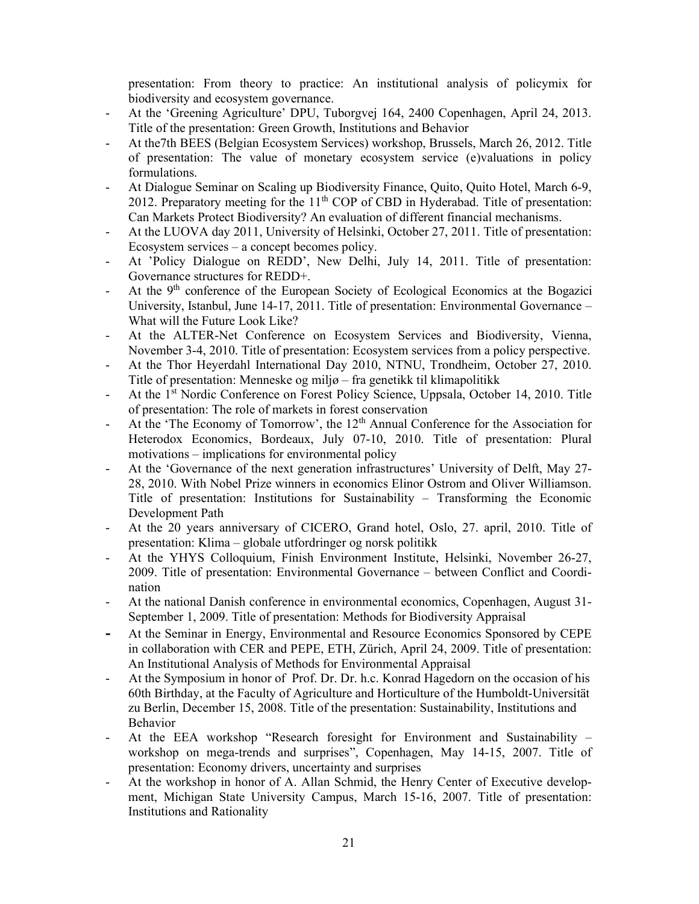presentation: From theory to practice: An institutional analysis of policymix for biodiversity and ecosystem governance.

- At the 'Greening Agriculture' DPU, Tuborgvej 164, 2400 Copenhagen, April 24, 2013. Title of the presentation: Green Growth, Institutions and Behavior
- At the7th BEES (Belgian Ecosystem Services) workshop, Brussels, March 26, 2012. Title of presentation: The value of monetary ecosystem service (e)valuations in policy formulations.
- At Dialogue Seminar on Scaling up Biodiversity Finance, Quito, Quito Hotel, March 6-9, 2012. Preparatory meeting for the 11th COP of CBD in Hyderabad. Title of presentation: Can Markets Protect Biodiversity? An evaluation of different financial mechanisms.
- At the LUOVA day 2011, University of Helsinki, October 27, 2011. Title of presentation: Ecosystem services – a concept becomes policy.
- At 'Policy Dialogue on REDD', New Delhi, July 14, 2011. Title of presentation: Governance structures for REDD+.
- At the 9th conference of the European Society of Ecological Economics at the Bogazici University, Istanbul, June 14-17, 2011. Title of presentation: Environmental Governance – What will the Future Look Like?
- At the ALTER-Net Conference on Ecosystem Services and Biodiversity, Vienna, November 3-4, 2010. Title of presentation: Ecosystem services from a policy perspective.
- At the Thor Heyerdahl International Day 2010, NTNU, Trondheim, October 27, 2010. Title of presentation: Menneske og miljø – fra genetikk til klimapolitikk
- At the 1st Nordic Conference on Forest Policy Science, Uppsala, October 14, 2010. Title of presentation: The role of markets in forest conservation
- At the 'The Economy of Tomorrow', the 12th Annual Conference for the Association for Heterodox Economics, Bordeaux, July 07-10, 2010. Title of presentation: Plural motivations – implications for environmental policy
- At the 'Governance of the next generation infrastructures' University of Delft, May 27-28, 2010. With Nobel Prize winners in economics Elinor Ostrom and Oliver Williamson. Title of presentation: Institutions for Sustainability – Transforming the Economic Development Path
- At the 20 years anniversary of CICERO, Grand hotel, Oslo, 27. april, 2010. Title of presentation: Klima – globale utfordringer og norsk politikk
- At the YHYS Colloquium, Finish Environment Institute, Helsinki, November 26-27, 2009. Title of presentation: Environmental Governance – between Conflict and Coordination
- At the national Danish conference in environmental economics, Copenhagen, August 31-September 1, 2009. Title of presentation: Methods for Biodiversity Appraisal
- At the Seminar in Energy, Environmental and Resource Economics Sponsored by CEPE in collaboration with CER and PEPE, ETH, Zürich, April 24, 2009. Title of presentation: An Institutional Analysis of Methods for Environmental Appraisal
- At the Symposium in honor of Prof. Dr. Dr. h.c. Konrad Hagedorn on the occasion of his 60th Birthday, at the Faculty of Agriculture and Horticulture of the Humboldt-Universität zu Berlin, December 15, 2008. Title of the presentation: Sustainability, Institutions and Behavior
- At the EEA workshop "Research foresight for Environment and Sustainability – workshop on mega-trends and surprises", Copenhagen, May 14-15, 2007. Title of presentation: Economy drivers, uncertainty and surprises
- At the workshop in honor of A. Allan Schmid, the Henry Center of Executive development, Michigan State University Campus, March 15-16, 2007. Title of presentation: Institutions and Rationality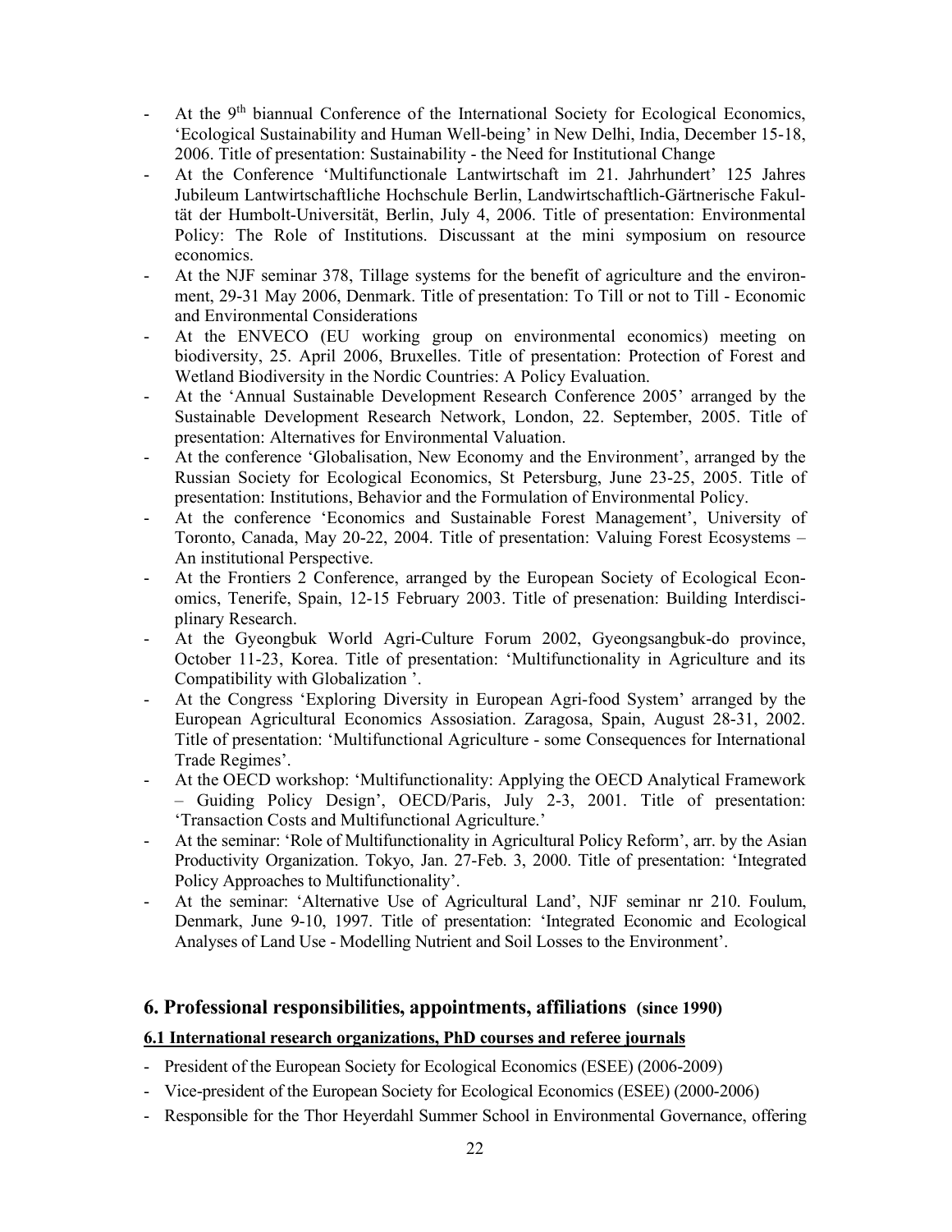- At the 9th biannual Conference of the International Society for Ecological Economics, 'Ecological Sustainability and Human Well-being' in New Delhi, India, December 15-18, 2006. Title of presentation: Sustainability - the Need for Institutional Change
- At the Conference 'Multifunctionale Lantwirtschaft im 21. Jahrhundert' 125 Jahres Jubileum Lantwirtschaftliche Hochschule Berlin, Landwirtschaftlich-Gärtnerische Fakultät der Humbolt-Universität, Berlin, July 4, 2006. Title of presentation: Environmental Policy: The Role of Institutions. Discussant at the mini symposium on resource economics.
- At the NJF seminar 378, Tillage systems for the benefit of agriculture and the environment, 29-31 May 2006, Denmark. Title of presentation: To Till or not to Till - Economic and Environmental Considerations
- At the ENVECO (EU working group on environmental economics) meeting on biodiversity, 25. April 2006, Bruxelles. Title of presentation: Protection of Forest and Wetland Biodiversity in the Nordic Countries: A Policy Evaluation.
- At the 'Annual Sustainable Development Research Conference 2005' arranged by the Sustainable Development Research Network, London, 22. September, 2005. Title of presentation: Alternatives for Environmental Valuation.
- At the conference 'Globalisation, New Economy and the Environment', arranged by the Russian Society for Ecological Economics, St Petersburg, June 23-25, 2005. Title of presentation: Institutions, Behavior and the Formulation of Environmental Policy.
- At the conference 'Economics and Sustainable Forest Management', University of Toronto, Canada, May 20-22, 2004. Title of presentation: Valuing Forest Ecosystems – An institutional Perspective.
- At the Frontiers 2 Conference, arranged by the European Society of Ecological Economics, Tenerife, Spain, 12-15 February 2003. Title of presenation: Building Interdisciplinary Research.
- At the Gyeongbuk World Agri-Culture Forum 2002, Gyeongsangbuk-do province, October 11-23, Korea. Title of presentation: 'Multifunctionality in Agriculture and its Compatibility with Globalization '.
- At the Congress 'Exploring Diversity in European Agri-food System' arranged by the European Agricultural Economics Assosiation. Zaragosa, Spain, August 28-31, 2002. Title of presentation: 'Multifunctional Agriculture - some Consequences for International Trade Regimes'.
- At the OECD workshop: 'Multifunctionality: Applying the OECD Analytical Framework – Guiding Policy Design', OECD/Paris, July 2-3, 2001. Title of presentation: 'Transaction Costs and Multifunctional Agriculture.'
- At the seminar: 'Role of Multifunctionality in Agricultural Policy Reform', arr. by the Asian Productivity Organization. Tokyo, Jan. 27-Feb. 3, 2000. Title of presentation: 'Integrated Policy Approaches to Multifunctionality'.
- At the seminar: 'Alternative Use of Agricultural Land', NJF seminar nr 210. Foulum, Denmark, June 9-10, 1997. Title of presentation: 'Integrated Economic and Ecological Analyses of Land Use - Modelling Nutrient and Soil Losses to the Environment'.

## 6. Professional responsibilities, appointments, affiliations (since 1990)

### 6.1 International research organizations, PhD courses and referee journals

- President of the European Society for Ecological Economics (ESEE) (2006-2009)
- Vice-president of the European Society for Ecological Economics (ESEE) (2000-2006)
- Responsible for the Thor Heyerdahl Summer School in Environmental Governance, offering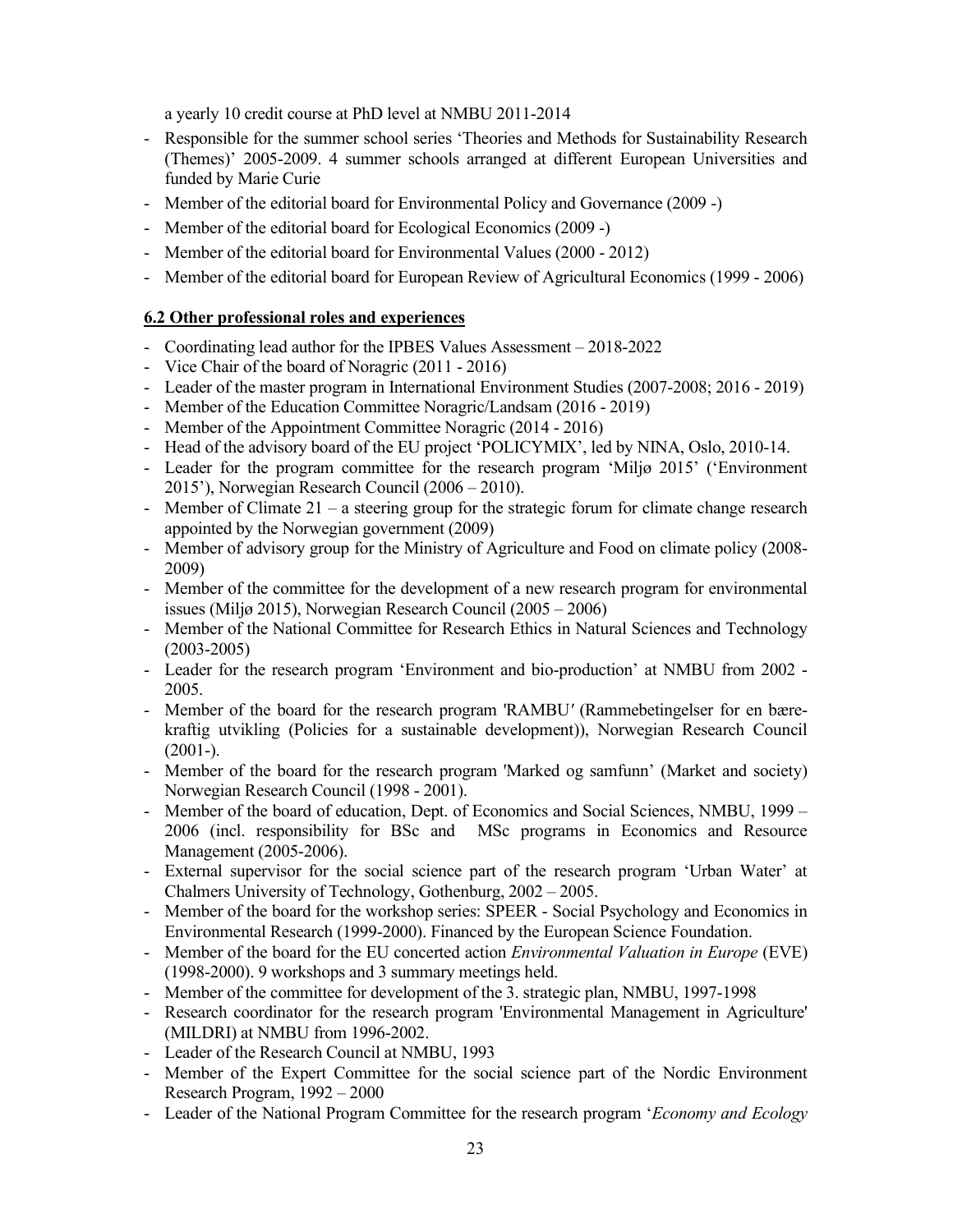a yearly 10 credit course at PhD level at NMBU 2011-2014

- Responsible for the summer school series 'Theories and Methods for Sustainability Research (Themes)' 2005-2009. 4 summer schools arranged at different European Universities and funded by Marie Curie
- Member of the editorial board for Environmental Policy and Governance (2009 -)
- Member of the editorial board for Ecological Economics (2009 -)
- Member of the editorial board for Environmental Values (2000 - 2012)
- Member of the editorial board for European Review of Agricultural Economics (1999 - 2006)

## 6.2 Other professional roles and experiences

- Coordinating lead author for the IPBES Values Assessment – 2018-2022
- Vice Chair of the board of Noragric (2011 - 2016)
- Leader of the master program in International Environment Studies (2007-2008; 2016 - 2019)
- Member of the Education Committee Noragric/Landsam (2016 - 2019)
- Member of the Appointment Committee Noragric (2014 - 2016)
- Head of the advisory board of the EU project 'POLICYMIX', led by NINA, Oslo, 2010-14.
- Leader for the program committee for the research program 'Miljø 2015' ('Environment 2015'), Norwegian Research Council (2006 – 2010).
- Member of Climate 21 – a steering group for the strategic forum for climate change research appointed by the Norwegian government (2009)
- Member of advisory group for the Ministry of Agriculture and Food on climate policy (2008-2009)
- Member of the committee for the development of a new research program for environmental issues (Miljø 2015), Norwegian Research Council (2005 – 2006)
- Member of the National Committee for Research Ethics in Natural Sciences and Technology (2003-2005)
- Leader for the research program 'Environment and bio-production' at NMBU from 2002 - 2005.
- Member of the board for the research program 'RAMBU′ (Rammebetingelser for en bære-kraftig utvikling (Policies for a sustainable development)), Norwegian Research Council (2001-).
- Member of the board for the research program 'Marked og samfunn' (Market and society) Norwegian Research Council (1998 - 2001).
- Member of the board of education, Dept. of Economics and Social Sciences, NMBU, 1999 – 2006 (incl. responsibility for BSc and MSc programs in Economics and Resource Management (2005-2006).
- External supervisor for the social science part of the research program 'Urban Water' at Chalmers University of Technology, Gothenburg, 2002 – 2005.
- Member of the board for the workshop series: SPEER - Social Psychology and Economics in Environmental Research (1999-2000). Financed by the European Science Foundation.
- Member of the board for the EU concerted action *Environmental Valuation in Europe* (EVE) (1998-2000). 9 workshops and 3 summary meetings held.
- Member of the committee for development of the 3. strategic plan, NMBU, 1997-1998
- Research coordinator for the research program 'Environmental Management in Agriculture' (MILDRI) at NMBU from 1996-2002.
- Leader of the Research Council at NMBU, 1993
- Member of the Expert Committee for the social science part of the Nordic Environment Research Program, 1992 – 2000
- Leader of the National Program Committee for the research program '*Economy and Ecology*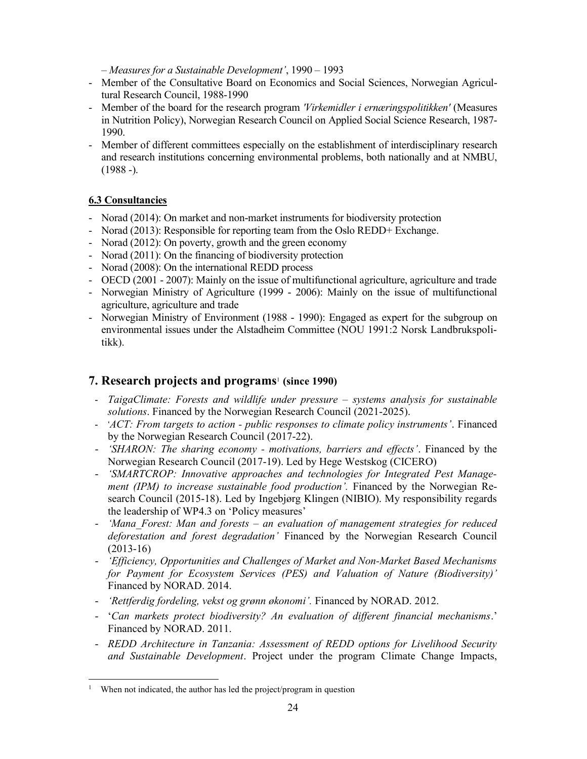– *Measures for a Sustainable Development'*, 1990 – 1993
- Member of the Consultative Board on Economics and Social Sciences, Norwegian Agricultural Research Council, 1988-1990
- Member of the board for the research program *'Virkemidler i ernæringspolitikken'* (Measures in Nutrition Policy), Norwegian Research Council on Applied Social Science Research, 1987-1990.
- Member of different committees especially on the establishment of interdisciplinary research and research institutions concerning environmental problems, both nationally and at NMBU, (1988 -).

### 6.3 Consultancies

- Norad (2014): On market and non-market instruments for biodiversity protection
- Norad (2013): Responsible for reporting team from the Oslo REDD+ Exchange.
- Norad (2012): On poverty, growth and the green economy
- Norad (2011): On the financing of biodiversity protection
- Norad (2008): On the international REDD process
- OECD (2001 - 2007): Mainly on the issue of multifunctional agriculture, agriculture and trade
- Norwegian Ministry of Agriculture (1999 - 2006): Mainly on the issue of multifunctional agriculture, agriculture and trade
- Norwegian Ministry of Environment (1988 - 1990): Engaged as expert for the subgroup on environmental issues under the Alstadheim Committee (NOU 1991:2 Norsk Landbrukspolitikk).

## 7. Research projects and programs[1] (since 1990)

- *TaigaClimate: Forests and wildlife under pressure – systems analysis for sustainable solutions*. Financed by the Norwegian Research Council (2021-2025).
- *'ACT: From targets to action - public responses to climate policy instruments'*. Financed by the Norwegian Research Council (2017-22).
- *'SHARON: The sharing economy - motivations, barriers and effects'*. Financed by the Norwegian Research Council (2017-19). Led by Hege Westskog (CICERO)
- *'SMARTCROP: Innovative approaches and technologies for Integrated Pest Management (IPM) to increase sustainable food production'.* Financed by the Norwegian Research Council (2015-18). Led by Ingebjørg Klingen (NIBIO). My responsibility regards the leadership of WP4.3 on 'Policy measures'
- *'Mana_Forest: Man and forests – an evaluation of management strategies for reduced deforestation and forest degradation'* Financed by the Norwegian Research Council (2013-16)
- *'Efficiency, Opportunities and Challenges of Market and Non-Market Based Mechanisms for Payment for Ecosystem Services (PES) and Valuation of Nature (Biodiversity)'* Financed by NORAD. 2014.
- *'Rettferdig fordeling, vekst og grønn økonomi'.* Financed by NORAD. 2012.
- '*Can markets protect biodiversity? An evaluation of different financial mechanisms*.' Financed by NORAD. 2011.
- *REDD Architecture in Tanzania: Assessment of REDD options for Livelihood Security and Sustainable Development*. Project under the program Climate Change Impacts,

[1] When not indicated, the author has led the project/program in question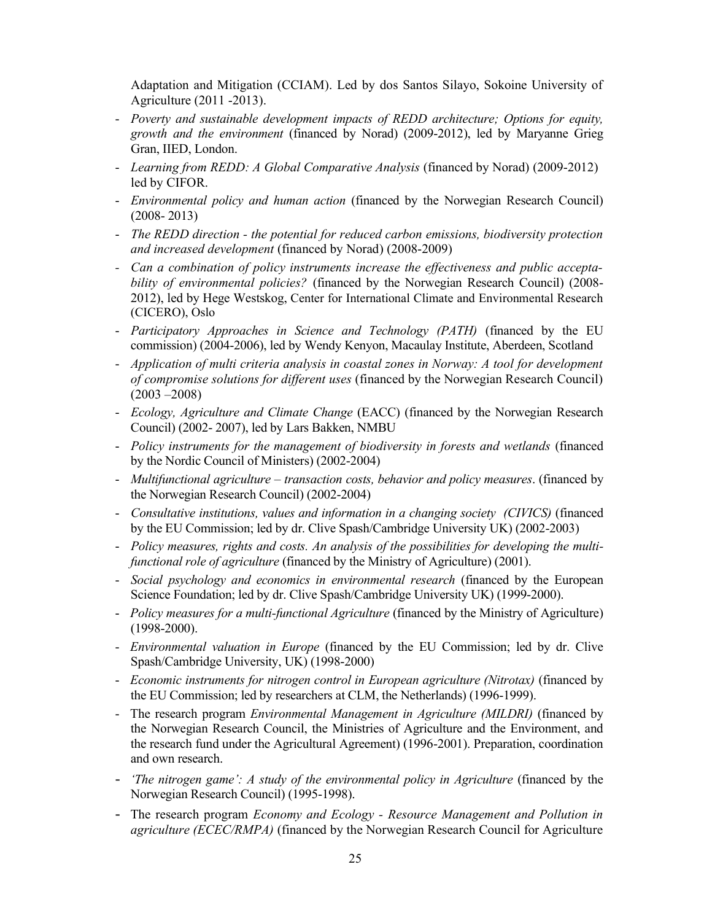Adaptation and Mitigation (CCIAM). Led by dos Santos Silayo, Sokoine University of Agriculture (2011 -2013).

- *Poverty and sustainable development impacts of REDD architecture; Options for equity, growth and the environment* (financed by Norad) (2009-2012), led by Maryanne Grieg Gran, IIED, London.
- *Learning from REDD: A Global Comparative Analysis* (financed by Norad) (2009-2012) led by CIFOR.
- *Environmental policy and human action* (financed by the Norwegian Research Council) (2008- 2013)
- *The REDD direction - the potential for reduced carbon emissions, biodiversity protection and increased development* (financed by Norad) (2008-2009)
- *Can a combination of policy instruments increase the effectiveness and public acceptability of environmental policies?* (financed by the Norwegian Research Council) (2008-2012), led by Hege Westskog, Center for International Climate and Environmental Research (CICERO), Oslo
- *Participatory Approaches in Science and Technology (PATH)* (financed by the EU commission) (2004-2006), led by Wendy Kenyon, Macaulay Institute, Aberdeen, Scotland
- *Application of multi criteria analysis in coastal zones in Norway: A tool for development of compromise solutions for different uses* (financed by the Norwegian Research Council) (2003 –2008)
- *Ecology, Agriculture and Climate Change* (EACC) (financed by the Norwegian Research Council) (2002- 2007), led by Lars Bakken, NMBU
- *Policy instruments for the management of biodiversity in forests and wetlands* (financed by the Nordic Council of Ministers) (2002-2004)
- *Multifunctional agriculture – transaction costs, behavior and policy measures*. (financed by the Norwegian Research Council) (2002-2004)
- *Consultative institutions, values and information in a changing society (CIVICS)* (financed by the EU Commission; led by dr. Clive Spash/Cambridge University UK) (2002-2003)
- *Policy measures, rights and costs. An analysis of the possibilities for developing the multifunctional role of agriculture* (financed by the Ministry of Agriculture) (2001).
- *Social psychology and economics in environmental research* (financed by the European Science Foundation; led by dr. Clive Spash/Cambridge University UK) (1999-2000).
- *Policy measures for a multi-functional Agriculture* (financed by the Ministry of Agriculture) (1998-2000).
- *Environmental valuation in Europe* (financed by the EU Commission; led by dr. Clive Spash/Cambridge University, UK) (1998-2000)
- *Economic instruments for nitrogen control in European agriculture (Nitrotax)* (financed by the EU Commission; led by researchers at CLM, the Netherlands) (1996-1999).
- The research program *Environmental Management in Agriculture (MILDRI)* (financed by the Norwegian Research Council, the Ministries of Agriculture and the Environment, and the research fund under the Agricultural Agreement) (1996-2001). Preparation, coordination and own research.
- *'The nitrogen game': A study of the environmental policy in Agriculture* (financed by the Norwegian Research Council) (1995-1998).
- The research program *Economy and Ecology - Resource Management and Pollution in agriculture (ECEC/RMPA)* (financed by the Norwegian Research Council for Agriculture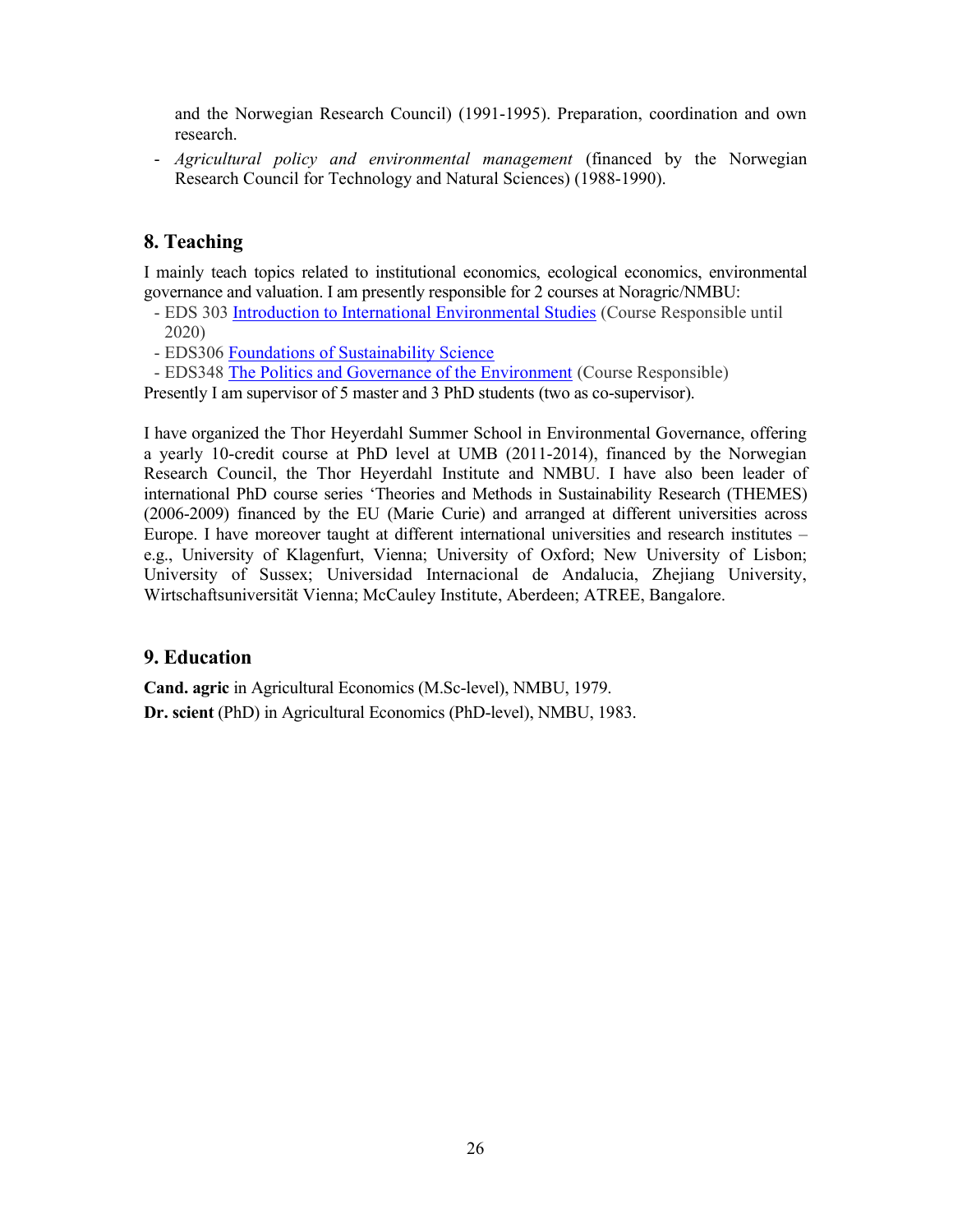and the Norwegian Research Council) (1991-1995). Preparation, coordination and own research.

- *Agricultural policy and environmental management* (financed by the Norwegian Research Council for Technology and Natural Sciences) (1988-1990).

## 8. Teaching

I mainly teach topics related to institutional economics, ecological economics, environmental governance and valuation. I am presently responsible for 2 courses at Noragric/NMBU:

- EDS 303 Introduction to International Environmental Studies (Course Responsible until 2020)
- EDS306 Foundations of Sustainability Science
- EDS348 The Politics and Governance of the Environment (Course Responsible)

Presently I am supervisor of 5 master and 3 PhD students (two as co-supervisor).

I have organized the Thor Heyerdahl Summer School in Environmental Governance, offering a yearly 10-credit course at PhD level at UMB (2011-2014), financed by the Norwegian Research Council, the Thor Heyerdahl Institute and NMBU. I have also been leader of international PhD course series 'Theories and Methods in Sustainability Research (THEMES) (2006-2009) financed by the EU (Marie Curie) and arranged at different universities across Europe. I have moreover taught at different international universities and research institutes – e.g., University of Klagenfurt, Vienna; University of Oxford; New University of Lisbon; University of Sussex; Universidad Internacional de Andalucia, Zhejiang University, Wirtschaftsuniversität Vienna; McCauley Institute, Aberdeen; ATREE, Bangalore.

## 9. Education

**Cand. agric** in Agricultural Economics (M.Sc-level), NMBU, 1979.

**Dr. scient** (PhD) in Agricultural Economics (PhD-level), NMBU, 1983.